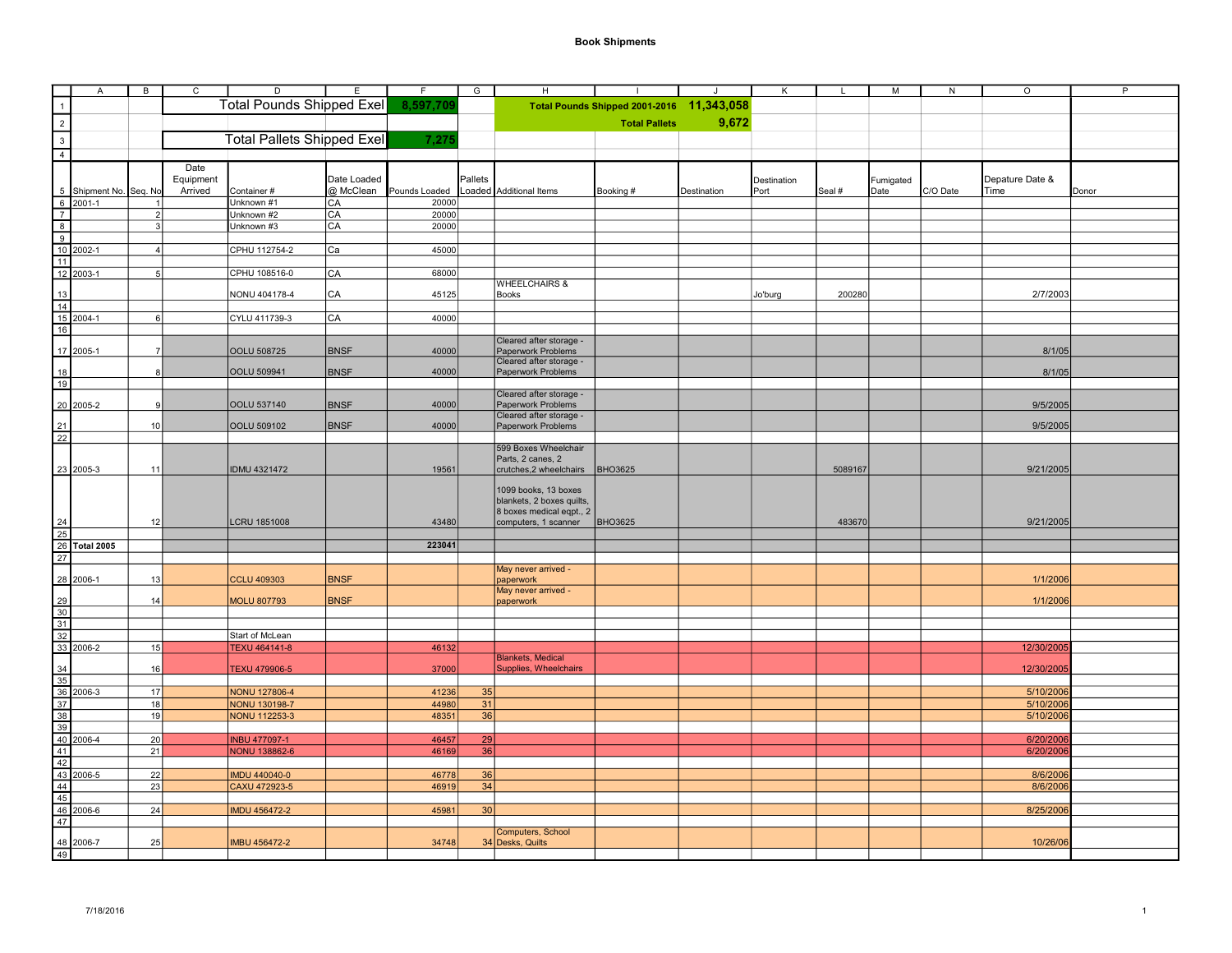# Book Shipments

| | A | B | C | D | E | F | G | H | I | J | K | L | M | N | O | P |
|---|---|---|---|---|---|---|---|---|---|---|---|---|---|---|---|---|
| 1 | | | | Total Pounds Shipped Exel | | 8,597,709 | | Total Pounds Shipped 2001-2016 | | 11,343,058 | | | | | | |
| 2 | | | | | | | | | Total Pallets | 9,672 | | | | | | |
| 3 | | | | Total Pallets Shipped Exel | | 7,275 | | | | | | | | | | |
| 4 | | | | | | | | | | | | | | | | |
| 5 | Shipment No. | Seq. No | Date Equipment Arrived | Container # | Date Loaded @ McClean | Pounds Loaded | Pallets Loaded | Additional Items | Booking # | Destination | Destination Port | Seal # | Fumigated Date | C/O Date | Depature Date & Time | Donor |
| 6 | 2001-1 | 1 | | Unknown #1 | CA | 20000 | | | | | | | | | | |
| 7 | | 2 | | Unknown #2 | CA | 20000 | | | | | | | | | | |
| 8 | | 3 | | Unknown #3 | CA | 20000 | | | | | | | | | | |
| 9 | | | | | | | | | | | | | | | | |
| 10 | 2002-1 | 4 | | CPHU 112754-2 | Ca | 45000 | | | | | | | | | | |
| 11 | | | | | | | | | | | | | | | | |
| 12 | 2003-1 | 5 | | CPHU 108516-0 | CA | 68000 | | | | | | | | | | |
| 13 | | | | NONU 404178-4 | CA | 45125 | | WHEELCHAIRS & Books | | | Jo'burg | 200280 | | | 2/7/2003 | |
| 14 | | | | | | | | | | | | | | | | |
| 15 | 2004-1 | 6 | | CYLU 411739-3 | CA | 40000 | | | | | | | | | | |
| 16 | | | | | | | | | | | | | | | | |
| 17 | 2005-1 | 7 | | OOLU 508725 | BNSF | 40000 | | Cleared after storage - Paperwork Problems | | | | | | | 8/1/05 | |
| 18 | | 8 | | OOLU 509941 | BNSF | 40000 | | Cleared after storage - Paperwork Problems | | | | | | | 8/1/05 | |
| 19 | | | | | | | | | | | | | | | | |
| 20 | 2005-2 | 9 | | OOLU 537140 | BNSF | 40000 | | Cleared after storage - Paperwork Problems | | | | | | | 9/5/2005 | |
| 21 | | 10 | | OOLU 509102 | BNSF | 40000 | | Cleared after storage - Paperwork Problems | | | | | | | 9/5/2005 | |
| 22 | | | | | | | | | | | | | | | | |
| 23 | 2005-3 | 11 | | IDMU 4321472 | | 19561 | | 599 Boxes Wheelchair Parts, 2 canes, 2 crutches,2 wheelchairs | BHO3625 | | | 5089167 | | | 9/21/2005 | |
| 24 | | 12 | | LCRU 1851008 | | 43480 | | 1099 books, 13 boxes blankets, 2 boxes quilts, 8 boxes medical eqpt., 2 computers, 1 scanner | BHO3625 | | | 483670 | | | 9/21/2005 | |
| 25 | | | | | | | | | | | | | | | | |
| 26 | **Total 2005** | | | | | **223041** | | | | | | | | | | |
| 27 | | | | | | | | | | | | | | | | |
| 28 | 2006-1 | 13 | | CCLU 409303 | BNSF | | | May never arrived - paperwork | | | | | | | 1/1/2006 | |
| 29 | | 14 | | MOLU 807793 | BNSF | | | May never arrived - paperwork | | | | | | | 1/1/2006 | |
| 30 | | | | | | | | | | | | | | | | |
| 31 | | | | | | | | | | | | | | | | |
| 32 | | | | Start of McLean | | | | | | | | | | | | |
| 33 | 2006-2 | 15 | | TEXU 464141-8 | | 46132 | | | | | | | | | 12/30/2005 | |
| 34 | | 16 | | TEXU 479906-5 | | 37000 | | Blankets, Medical Supplies, Wheelchairs | | | | | | | 12/30/2005 | |
| 35 | | | | | | | | | | | | | | | | |
| 36 | 2006-3 | 17 | | NONU 127806-4 | | 41236 | 35 | | | | | | | | 5/10/2006 | |
| 37 | | 18 | | NONU 130198-7 | | 44980 | 31 | | | | | | | | 5/10/2006 | |
| 38 | | 19 | | NONU 112253-3 | | 48351 | 36 | | | | | | | | 5/10/2006 | |
| 39 | | | | | | | | | | | | | | | | |
| 40 | 2006-4 | 20 | | INBU 477097-1 | | 46457 | 29 | | | | | | | | 6/20/2006 | |
| 41 | | 21 | | NONU 138862-6 | | 46169 | 36 | | | | | | | | 6/20/2006 | |
| 42 | | | | | | | | | | | | | | | | |
| 43 | 2006-5 | 22 | | IMDU 440040-0 | | 46778 | 36 | | | | | | | | 8/6/2006 | |
| 44 | | 23 | | CAXU 472923-5 | | 46919 | 34 | | | | | | | | 8/6/2006 | |
| 45 | | | | | | | | | | | | | | | | |
| 46 | 2006-6 | 24 | | IMDU 456472-2 | | 45981 | 30 | | | | | | | | 8/25/2006 | |
| 47 | | | | | | | | | | | | | | | | |
| 48 | 2006-7 | 25 | | IMBU 456472-2 | | 34748 | 34 | Computers, School Desks, Quilts | | | | | | | 10/26/06 | |
| 49 | | | | | | | | | | | | | | | | |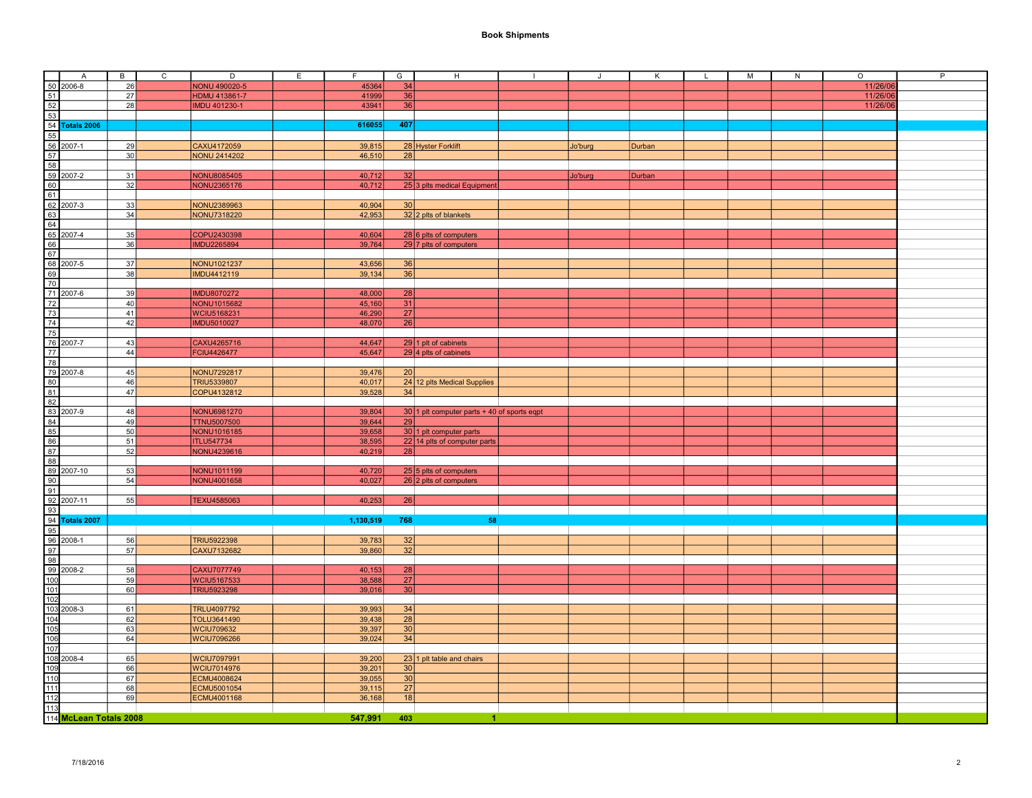# Book Shipments

| | A | B | C | D | E | F | G | H | I | J | K | L | M | N | O | P |
|---|---|---|---|---|---|---|---|---|---|---|---|---|---|---|---|---|
| 50 | 2006-8 | 26 | | NONU 490020-5 | | 45364 | 34 | | | | | | | | 11/26/06 | |
| 51 | | 27 | | HDMU 413861-7 | | 41999 | 36 | | | | | | | | 11/26/06 | |
| 52 | | 28 | | IMDU 401230-1 | | 43941 | 36 | | | | | | | | 11/26/06 | |
| 53 | | | | | | | | | | | | | | | | |
| 54 | **Totals 2006** | | | | | **616055** | **407** | | | | | | | | | |
| 55 | | | | | | | | | | | | | | | | |
| 56 | 2007-1 | 29 | | CAXU4172059 | | 39,815 | 28 | Hyster Forklift | | Jo'burg | Durban | | | | | |
| 57 | | 30 | | NONU 2414202 | | 46,510 | 28 | | | | | | | | | |
| 58 | | | | | | | | | | | | | | | | |
| 59 | 2007-2 | 31 | | NONU8085405 | | 40,712 | 32 | | | Jo'burg | Durban | | | | | |
| 60 | | 32 | | NONU2365176 | | 40,712 | 25 | 3 plts medical Equipment | | | | | | | | |
| 61 | | | | | | | | | | | | | | | | |
| 62 | 2007-3 | 33 | | NONU2389963 | | 40,904 | 30 | | | | | | | | | |
| 63 | | 34 | | NONU7318220 | | 42,953 | 32 | 2 plts of blankets | | | | | | | | |
| 64 | | | | | | | | | | | | | | | | |
| 65 | 2007-4 | 35 | | COPU2430398 | | 40,604 | 28 | 6 plts of computers | | | | | | | | |
| 66 | | 36 | | IMDU2265894 | | 39,764 | 29 | 7 plts of computers | | | | | | | | |
| 67 | | | | | | | | | | | | | | | | |
| 68 | 2007-5 | 37 | | NONU1021237 | | 43,656 | 36 | | | | | | | | | |
| 69 | | 38 | | IMDU4412119 | | 39,134 | 36 | | | | | | | | | |
| 70 | | | | | | | | | | | | | | | | |
| 71 | 2007-6 | 39 | | IMDU8070272 | | 48,000 | 28 | | | | | | | | | |
| 72 | | 40 | | NONU1015682 | | 45,160 | 31 | | | | | | | | | |
| 73 | | 41 | | WCIU5168231 | | 46,290 | 27 | | | | | | | | | |
| 74 | | 42 | | IMDU5010027 | | 48,070 | 26 | | | | | | | | | |
| 75 | | | | | | | | | | | | | | | | |
| 76 | 2007-7 | 43 | | CAXU4265716 | | 44,647 | 29 | 1 plt of cabinets | | | | | | | | |
| 77 | | 44 | | FCIU4426477 | | 45,647 | 29 | 4 plts of cabinets | | | | | | | | |
| 78 | | | | | | | | | | | | | | | | |
| 79 | 2007-8 | 45 | | NONU7292817 | | 39,476 | 20 | | | | | | | | | |
| 80 | | 46 | | TRIU5339807 | | 40,017 | 24 | 12 plts Medical Supplies | | | | | | | | |
| 81 | | 47 | | COPU4132812 | | 39,528 | 34 | | | | | | | | | |
| 82 | | | | | | | | | | | | | | | | |
| 83 | 2007-9 | 48 | | NONU6981270 | | 39,804 | 30 | 1 plt computer parts + 40 of sports eqpt | | | | | | | | |
| 84 | | 49 | | TTNU5007500 | | 39,644 | 29 | | | | | | | | | |
| 85 | | 50 | | NONU1016185 | | 39,658 | 30 | 1 plt computer parts | | | | | | | | |
| 86 | | 51 | | ITLU547734 | | 38,595 | 22 | 14 plts of computer parts | | | | | | | | |
| 87 | | 52 | | NONU4239616 | | 40,219 | 28 | | | | | | | | | |
| 88 | | | | | | | | | | | | | | | | |
| 89 | 2007-10 | 53 | | NONU1011199 | | 40,720 | 25 | 5 plts of computers | | | | | | | | |
| 90 | | 54 | | NONU4001658 | | 40,027 | 26 | 2 plts of computers | | | | | | | | |
| 91 | | | | | | | | | | | | | | | | |
| 92 | 2007-11 | 55 | | TEXU4585063 | | 40,253 | 26 | | | | | | | | | |
| 93 | | | | | | | | | | | | | | | | |
| 94 | **Totals 2007** | | | | | **1,130,519** | **768** | **58** | | | | | | | | |
| 95 | | | | | | | | | | | | | | | | |
| 96 | 2008-1 | 56 | | TRIU5922398 | | 39,783 | 32 | | | | | | | | | |
| 97 | | 57 | | CAXU7132682 | | 39,860 | 32 | | | | | | | | | |
| 98 | | | | | | | | | | | | | | | | |
| 99 | 2008-2 | 58 | | CAXU7077749 | | 40,153 | 28 | | | | | | | | | |
| 100 | | 59 | | WCIU5167533 | | 38,588 | 27 | | | | | | | | | |
| 101 | | 60 | | TRIU5923298 | | 39,016 | 30 | | | | | | | | | |
| 102 | | | | | | | | | | | | | | | | |
| 103 | 2008-3 | 61 | | TRLU4097792 | | 39,993 | 34 | | | | | | | | | |
| 104 | | 62 | | TOLU3641490 | | 39,438 | 28 | | | | | | | | | |
| 105 | | 63 | | WCIU709632 | | 39,397 | 30 | | | | | | | | | |
| 106 | | 64 | | WCIU7096266 | | 39,024 | 34 | | | | | | | | | |
| 107 | | | | | | | | | | | | | | | | |
| 108 | 2008-4 | 65 | | WCIU7097991 | | 39,200 | 23 | 1 plt table and chairs | | | | | | | | |
| 109 | | 66 | | WCIU7014976 | | 39,201 | 30 | | | | | | | | | |
| 110 | | 67 | | ECMU4008624 | | 39,055 | 30 | | | | | | | | | |
| 111 | | 68 | | ECMU5001054 | | 39,115 | 27 | | | | | | | | | |
| 112 | | 69 | | ECMU4001168 | | 36,168 | 18 | | | | | | | | | |
| 113 | | | | | | | | | | | | | | | | |
| 114 | **McLean Totals 2008** | | | | | **547,991** | **403** | **1** | | | | | | | | |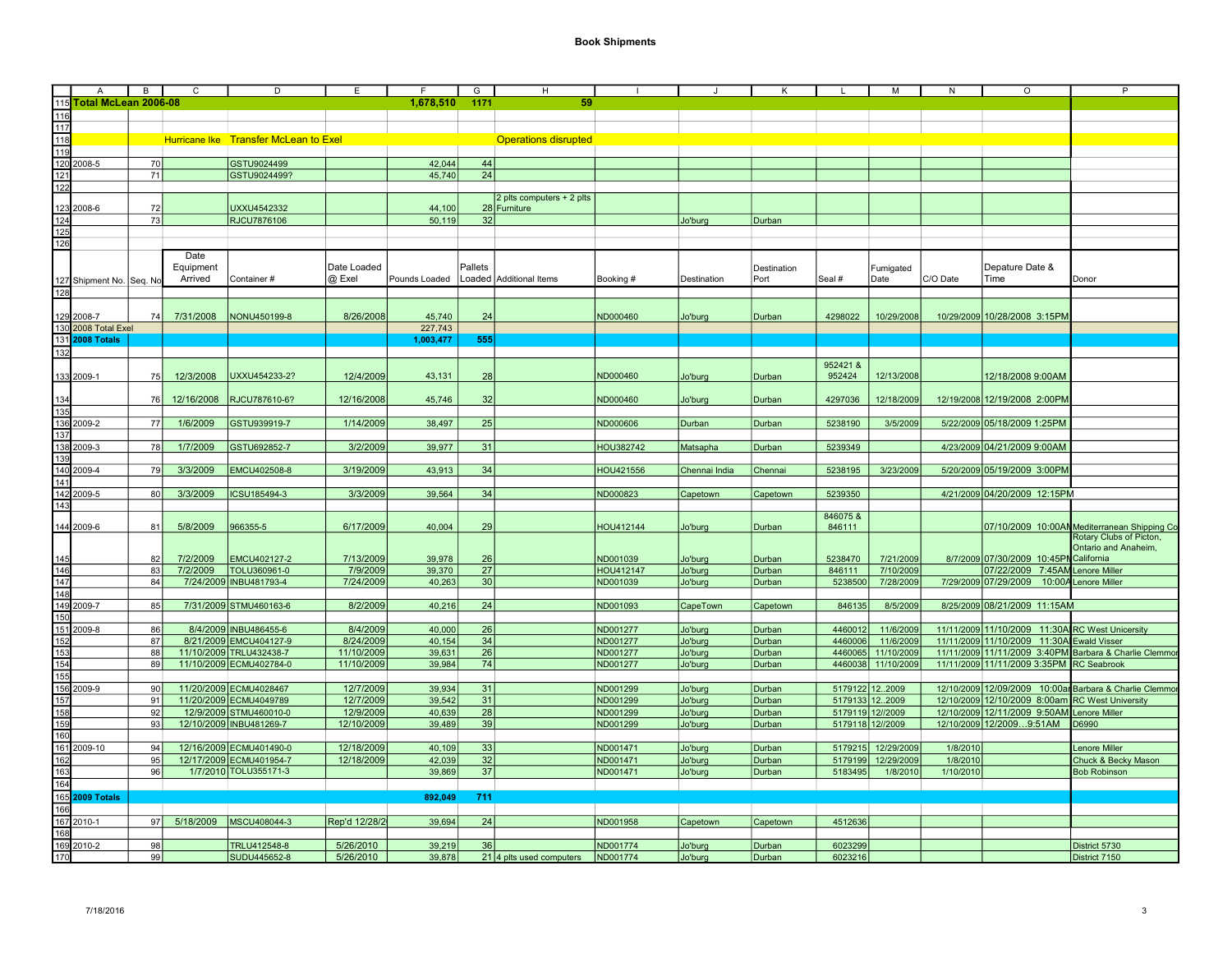# Book Shipments

| | A | B | C | D | E | F | G | H | I | J | K | L | M | N | O | P |
|---|---|---|---|---|---|---|---|---|---|---|---|---|---|---|---|---|
| 115 | **Total McLean 2006-08** | | | | | **1,678,510** | **1171** | **59** | | | | | | | | |
| 116 | | | | | | | | | | | | | | | | |
| 117 | | | | | | | | | | | | | | | | |
| 118 | | | Hurricane Ike | Transfer McLean to Exel | | | | Operations disrupted | | | | | | | | |
| 119 | | | | | | | | | | | | | | | | |
| 120 | 2008-5 | 70 | | GSTU9024499 | | 42,044 | 44 | | | | | | | | | |
| 121 | | 71 | | GSTU9024499? | | 45,740 | 24 | | | | | | | | | |
| 122 | | | | | | | | | | | | | | | | |
| 123 | 2008-6 | 72 | | UXXU4542332 | | 44,100 | 28 | 2 plts computers + 2 plts Furniture | | | | | | | | |
| 124 | | 73 | | RJCU7876106 | | 50,119 | 32 | | | Jo'burg | Durban | | | | | |
| 125 | | | | | | | | | | | | | | | | |
| 126 | | | | | | | | | | | | | | | | |
| 127 | Shipment No. | Seq. No | Date Equipment Arrived | Container # | Date Loaded @ Exel | Pounds Loaded | Pallets Loaded | Additional Items | Booking # | Destination | Destination Port | Seal # | Fumigated Date | C/O Date | Depature Date & Time | Donor |
| 128 | | | | | | | | | | | | | | | | |
| 129 | 2008-7 | 74 | 7/31/2008 | NONU450199-8 | 8/26/2008 | 45,740 | 24 | | ND000460 | Jo'burg | Durban | 4298022 | 10/29/2008 | 10/29/2009 | 10/28/2008 3:15PM | |
| 130 | 2008 Total Exel | | | | | 227,743 | | | | | | | | | | |
| 131 | **2008 Totals** | | | | | **1,003,477** | **555** | | | | | | | | | |
| 132 | | | | | | | | | | | | | | | | |
| 133 | 2009-1 | 75 | 12/3/2008 | UXXU454233-2? | 12/4/2009 | 43,131 | 28 | | ND000460 | Jo'burg | Durban | 952421 & 952424 | 12/13/2008 | | 12/18/2008 9:00AM | |
| 134 | | 76 | 12/16/2008 | RJCU787610-6? | 12/16/2008 | 45,746 | 32 | | ND000460 | Jo'burg | Durban | 4297036 | 12/18/2009 | 12/19/2008 | 12/19/2008 2:00PM | |
| 135 | | | | | | | | | | | | | | | | |
| 136 | 2009-2 | 77 | 1/6/2009 | GSTU939919-7 | 1/14/2009 | 38,497 | 25 | | ND000606 | Durban | Durban | 5238190 | 3/5/2009 | 5/22/2009 | 05/18/2009 1:25PM | |
| 137 | | | | | | | | | | | | | | | | |
| 138 | 2009-3 | 78 | 1/7/2009 | GSTU692852-7 | 3/2/2009 | 39,977 | 31 | | HOU382742 | Matsapha | Durban | 5239349 | | 4/23/2009 | 04/21/2009 9:00AM | |
| 139 | | | | | | | | | | | | | | | | |
| 140 | 2009-4 | 79 | 3/3/2009 | EMCU402508-8 | 3/19/2009 | 43,913 | 34 | | HOU421556 | Chennai India | Chennai | 5238195 | 3/23/2009 | 5/20/2009 | 05/19/2009 3:00PM | |
| 141 | | | | | | | | | | | | | | | | |
| 142 | 2009-5 | 80 | 3/3/2009 | ICSU185494-3 | 3/3/2009 | 39,564 | 34 | | ND000823 | Capetown | Capetown | 5239350 | | 4/21/2009 | 04/20/2009 12:15PM | |
| 143 | | | | | | | | | | | | | | | | |
| 144 | 2009-6 | 81 | 5/8/2009 | 966355-5 | 6/17/2009 | 40,004 | 29 | | HOU412144 | Jo'burg | Durban | 846075 & 846111 | | | 07/10/2009 10:00AM | Mediterranean Shipping Co |
| 145 | | 82 | 7/2/2009 | EMCU402127-2 | 7/13/2009 | 39,978 | 26 | | ND001039 | Jo'burg | Durban | 5238470 | 7/21/2009 | 8/7/2009 | 07/30/2009 10:45PM | Rotary Clubs of Picton, Ontario and Anaheim, California |
| 146 | | 83 | 7/2/2009 | TOLU360961-0 | 7/9/2009 | 39,370 | 27 | | HOU412147 | Jo'burg | Durban | 846111 | 7/10/2009 | | 07/22/2009 7:45AM | Lenore Miller |
| 147 | | 84 | 7/24/2009 | INBU481793-4 | 7/24/2009 | 40,263 | 30 | | ND001039 | Jo'burg | Durban | 5238500 | 7/28/2009 | 7/29/2009 | 07/29/2009 10:00A | Lenore Miller |
| 148 | | | | | | | | | | | | | | | | |
| 149 | 2009-7 | 85 | 7/31/2009 | STMU460163-6 | 8/2/2009 | 40,216 | 24 | | ND001093 | CapeTown | Capetown | 846135 | 8/5/2009 | 8/25/2009 | 08/21/2009 11:15AM | |
| 150 | | | | | | | | | | | | | | | | |
| 151 | 2009-8 | 86 | 8/4/2009 | INBU486455-6 | 8/4/2009 | 40,000 | 26 | | ND001277 | Jo'burg | Durban | 4460012 | 11/6/2009 | 11/11/2009 | 11/10/2009 11:30A | RC West Unicersity |
| 152 | | 87 | 8/21/2009 | EMCU404127-9 | 8/24/2009 | 40,154 | 34 | | ND001277 | Jo'burg | Durban | 4460006 | 11/6/2009 | 11/11/2009 | 11/10/2009 11:30A | Ewald Visser |
| 153 | | 88 | 11/10/2009 | TRLU432438-7 | 11/10/2009 | 39,631 | 26 | | ND001277 | Jo'burg | Durban | 4460065 | 11/10/2009 | 11/11/2009 | 11/11/2009 3:40PM | Barbara & Charlie Clemmor |
| 154 | | 89 | 11/10/2009 | ECMU402784-0 | 11/10/2009 | 39,984 | 74 | | ND001277 | Jo'burg | Durban | 4460038 | 11/10/2009 | 11/11/2009 | 11/11/2009 3:35PM | RC Seabrook |
| 155 | | | | | | | | | | | | | | | | |
| 156 | 2009-9 | 90 | 11/20/2009 | ECMU4028467 | 12/7/2009 | 39,934 | 31 | | ND001299 | Jo'burg | Durban | 5179122 | 12..2009 | 12/10/2009 | 12/09/2009 10:00a | Barbara & Charlie Clemmor |
| 157 | | 91 | 11/20/2009 | ECMU4049789 | 12/7/2009 | 39,542 | 31 | | ND001299 | Jo'burg | Durban | 5179133 | 12..2009 | 12/10/2009 | 12/10/2009 8:00am | RC West University |
| 158 | | 92 | 12/9/2009 | STMU460010-0 | 12/9/2009 | 40,639 | 28 | | ND001299 | Jo'burg | Durban | 5179119 | 12//2009 | 12/10/2009 | 12/11/2009 9:50AM | Lenore Miller |
| 159 | | 93 | 12/10/2009 | INBU481269-7 | 12/10/2009 | 39,489 | 39 | | ND001299 | Jo'burg | Durban | 5179118 | 12//2009 | 12/10/2009 | 12/2009…9:51AM | D6990 |
| 160 | | | | | | | | | | | | | | | | |
| 161 | 2009-10 | 94 | 12/16/2009 | ECMU401490-0 | 12/18/2009 | 40,109 | 33 | | ND001471 | Jo'burg | Durban | 5179215 | 12/29/2009 | 1/8/2010 | | Lenore Miller |
| 162 | | 95 | 12/17/2009 | ECMU401954-7 | 12/18/2009 | 42,039 | 32 | | ND001471 | Jo'burg | Durban | 5179199 | 12/29/2009 | 1/8/2010 | | Chuck & Becky Mason |
| 163 | | 96 | 1/7/2010 | TOLU355171-3 | | 39,869 | 37 | | ND001471 | Jo'burg | Durban | 5183495 | 1/8/2010 | 1/10/2010 | | Bob Robinson |
| 164 | | | | | | | | | | | | | | | | |
| 165 | **2009 Totals** | | | | | **892,049** | **711** | | | | | | | | | |
| 166 | | | | | | | | | | | | | | | | |
| 167 | 2010-1 | 97 | 5/18/2009 | MSCU408044-3 | Rep'd 12/28/2 | 39,694 | 24 | | ND001958 | Capetown | Capetown | 4512636 | | | | |
| 168 | | | | | | | | | | | | | | | | |
| 169 | 2010-2 | 98 | | TRLU412548-8 | 5/26/2010 | 39,219 | 36 | | ND001774 | Jo'burg | Durban | 6023299 | | | | District 5730 |
| 170 | | 99 | | SUDU445652-8 | 5/26/2010 | 39,878 | 21 | 4 plts used computers | ND001774 | Jo'burg | Durban | 6023216 | | | | District 7150 |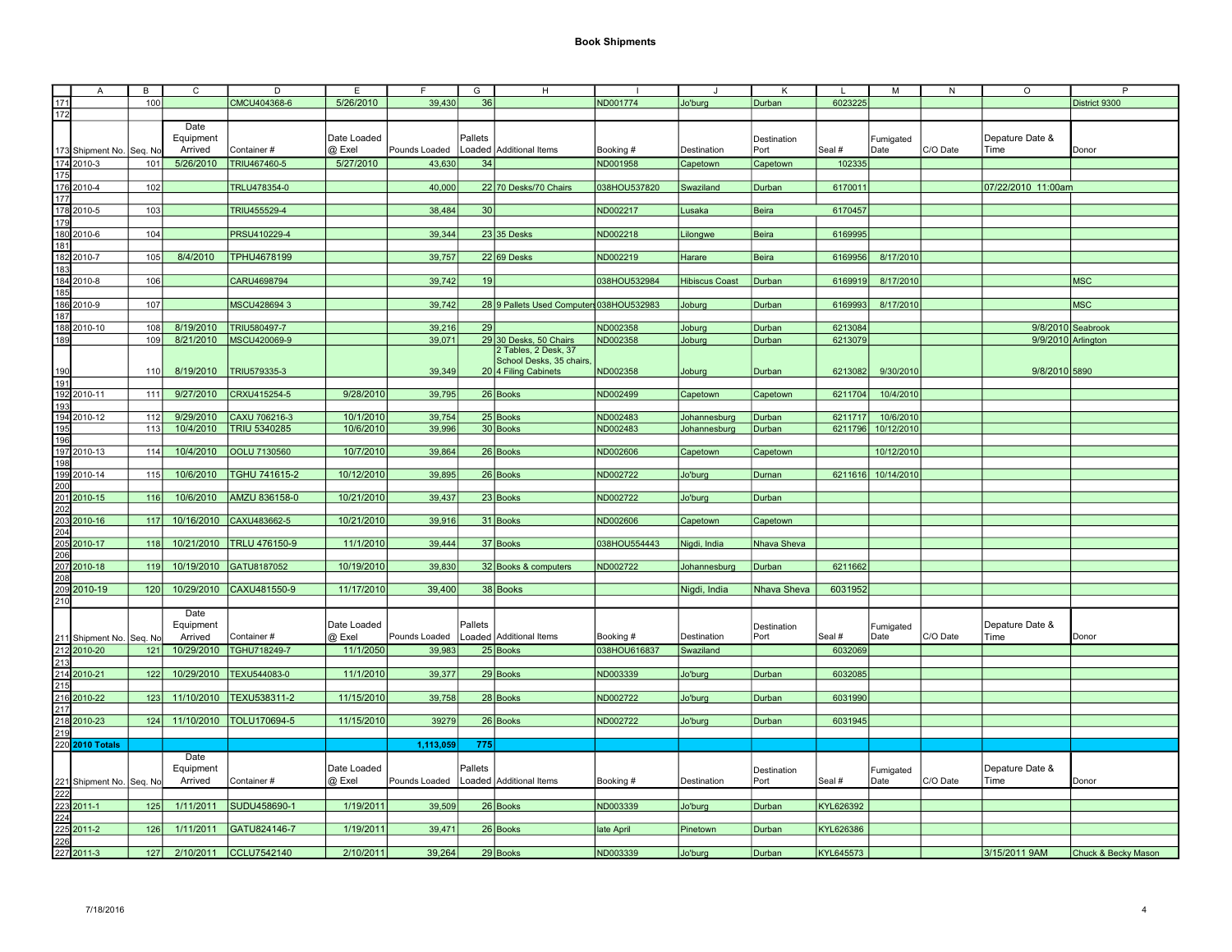# Book Shipments

| | A | B | C | D | E | F | G | H | I | J | K | L | M | N | O | P |
|---|---|---|---|---|---|---|---|---|---|---|---|---|---|---|---|---|
| 171 | | 100 | | CMCU404368-6 | 5/26/2010 | 39,430 | 36 | | ND001774 | Jo'burg | Durban | 6023225 | | | | District 9300 |
| 172 | | | | | | | | | | | | | | | | |
| 173 | Shipment No. | Seq. No | Date Equipment Arrived | Container # | Date Loaded @ Exel | Pounds Loaded | Pallets Loaded | Additional Items | Booking # | Destination | Destination Port | Seal # | Fumigated Date | C/O Date | Depature Date & Time | Donor |
| 174 | 2010-3 | 101 | 5/26/2010 | TRIU467460-5 | 5/27/2010 | 43,630 | 34 | | ND001958 | Capetown | Capetown | 102335 | | | | |
| 175 | | | | | | | | | | | | | | | | |
| 176 | 2010-4 | 102 | | TRLU478354-0 | | 40,000 | 22 | 70 Desks/70 Chairs | 038HOU537820 | Swaziland | Durban | 6170011 | | | 07/22/2010 11:00am | |
| 177 | | | | | | | | | | | | | | | | |
| 178 | 2010-5 | 103 | | TRIU455529-4 | | 38,484 | 30 | | ND002217 | Lusaka | Beira | 6170457 | | | | |
| 179 | | | | | | | | | | | | | | | | |
| 180 | 2010-6 | 104 | | PRSU410229-4 | | 39,344 | 23 | 35 Desks | ND002218 | Lilongwe | Beira | 6169995 | | | | |
| 181 | | | | | | | | | | | | | | | | |
| 182 | 2010-7 | 105 | 8/4/2010 | TPHU4678199 | | 39,757 | 22 | 69 Desks | ND002219 | Harare | Beira | 6169956 | 8/17/2010 | | | |
| 183 | | | | | | | | | | | | | | | | |
| 184 | 2010-8 | 106 | | CARU4698794 | | 39,742 | 19 | | 038HOU532984 | Hibiscus Coast | Durban | 6169919 | 8/17/2010 | | | MSC |
| 185 | | | | | | | | | | | | | | | | |
| 186 | 2010-9 | 107 | | MSCU428694 3 | | 39,742 | 28 | 9 Pallets Used Computers | 038HOU532983 | Joburg | Durban | 6169993 | 8/17/2010 | | | MSC |
| 187 | | | | | | | | | | | | | | | | |
| 188 | 2010-10 | 108 | 8/19/2010 | TRIU580497-7 | | 39,216 | 29 | | ND002358 | Joburg | Durban | 6213084 | | | 9/8/2010 | Seabrook |
| 189 | | 109 | 8/21/2010 | MSCU420069-9 | | 39,071 | 29 | 30 Desks, 50 Chairs | ND002358 | Joburg | Durban | 6213079 | | | 9/9/2010 | Arlington |
| 190 | | 110 | 8/19/2010 | TRIU579335-3 | | 39,349 | 20 | 2 Tables, 2 Desk, 37 School Desks, 35 chairs, 4 Filing Cabinets | ND002358 | Joburg | Durban | 6213082 | 9/30/2010 | | 9/8/2010 | 5890 |
| 191 | | | | | | | | | | | | | | | | |
| 192 | 2010-11 | 111 | 9/27/2010 | CRXU415254-5 | 9/28/2010 | 39,795 | 26 | Books | ND002499 | Capetown | Capetown | 6211704 | 10/4/2010 | | | |
| 193 | | | | | | | | | | | | | | | | |
| 194 | 2010-12 | 112 | 9/29/2010 | CAXU 706216-3 | 10/1/2010 | 39,754 | 25 | Books | ND002483 | Johannesburg | Durban | 6211717 | 10/6/2010 | | | |
| 195 | | 113 | 10/4/2010 | TRIU 5340285 | 10/6/2010 | 39,996 | 30 | Books | ND002483 | Johannesburg | Durban | 6211796 | 10/12/2010 | | | |
| 196 | | | | | | | | | | | | | | | | |
| 197 | 2010-13 | 114 | 10/4/2010 | OOLU 7130560 | 10/7/2010 | 39,864 | 26 | Books | ND002606 | Capetown | Capetown | | 10/12/2010 | | | |
| 198 | | | | | | | | | | | | | | | | |
| 199 | 2010-14 | 115 | 10/6/2010 | TGHU 741615-2 | 10/12/2010 | 39,895 | 26 | Books | ND002722 | Jo'burg | Durnan | 6211616 | 10/14/2010 | | | |
| 200 | | | | | | | | | | | | | | | | |
| 201 | 2010-15 | 116 | 10/6/2010 | AMZU 836158-0 | 10/21/2010 | 39,437 | 23 | Books | ND002722 | Jo'burg | Durban | | | | | |
| 202 | | | | | | | | | | | | | | | | |
| 203 | 2010-16 | 117 | 10/16/2010 | CAXU483662-5 | 10/21/2010 | 39,916 | 31 | Books | ND002606 | Capetown | Capetown | | | | | |
| 204 | | | | | | | | | | | | | | | | |
| 205 | 2010-17 | 118 | 10/21/2010 | TRLU 476150-9 | 11/1/2010 | 39,444 | 37 | Books | 038HOU554443 | Nigdi, India | Nhava Sheva | | | | | |
| 206 | | | | | | | | | | | | | | | | |
| 207 | 2010-18 | 119 | 10/19/2010 | GATU8187052 | 10/19/2010 | 39,830 | 32 | Books & computers | ND002722 | Johannesburg | Durban | 6211662 | | | | |
| 208 | | | | | | | | | | | | | | | | |
| 209 | 2010-19 | 120 | 10/29/2010 | CAXU481550-9 | 11/17/2010 | 39,400 | 38 | Books | | Nigdi, India | Nhava Sheva | 6031952 | | | | |
| 210 | | | | | | | | | | | | | | | | |
| 211 | Shipment No. | Seq. No | Date Equipment Arrived | Container # | Date Loaded @ Exel | Pounds Loaded | Pallets Loaded | Additional Items | Booking # | Destination | Destination Port | Seal # | Fumigated Date | C/O Date | Depature Date & Time | Donor |
| 212 | 2010-20 | 121 | 10/29/2010 | TGHU718249-7 | 11/1/2050 | 39,983 | 25 | Books | 038HOU616837 | Swaziland | | 6032069 | | | | |
| 213 | | | | | | | | | | | | | | | | |
| 214 | 2010-21 | 122 | 10/29/2010 | TEXU544083-0 | 11/1/2010 | 39,377 | 29 | Books | ND003339 | Jo'burg | Durban | 6032085 | | | | |
| 215 | | | | | | | | | | | | | | | | |
| 216 | 2010-22 | 123 | 11/10/2010 | TEXU538311-2 | 11/15/2010 | 39,758 | 28 | Books | ND002722 | Jo'burg | Durban | 6031990 | | | | |
| 217 | | | | | | | | | | | | | | | | |
| 218 | 2010-23 | 124 | 11/10/2010 | TOLU170694-5 | 11/15/2010 | 39279 | 26 | Books | ND002722 | Jo'burg | Durban | 6031945 | | | | |
| 219 | | | | | | | | | | | | | | | | |
| 220 | **2010 Totals** | | | | | **1,113,059** | **775** | | | | | | | | | |
| 221 | Shipment No. | Seq. No | Date Equipment Arrived | Container # | Date Loaded @ Exel | Pounds Loaded | Pallets Loaded | Additional Items | Booking # | Destination | Destination Port | Seal # | Fumigated Date | C/O Date | Depature Date & Time | Donor |
| 222 | | | | | | | | | | | | | | | | |
| 223 | 2011-1 | 125 | 1/11/2011 | SUDU458690-1 | 1/19/2011 | 39,509 | 26 | Books | ND003339 | Jo'burg | Durban | KYL626392 | | | | |
| 224 | | | | | | | | | | | | | | | | |
| 225 | 2011-2 | 126 | 1/11/2011 | GATU824146-7 | 1/19/2011 | 39,471 | 26 | Books | late April | Pinetown | Durban | KYL626386 | | | | |
| 226 | | | | | | | | | | | | | | | | |
| 227 | 2011-3 | 127 | 2/10/2011 | CCLU7542140 | 2/10/2011 | 39,264 | 29 | Books | ND003339 | Jo'burg | Durban | KYL645573 | | | 3/15/2011 9AM | Chuck & Becky Mason |

7/18/2016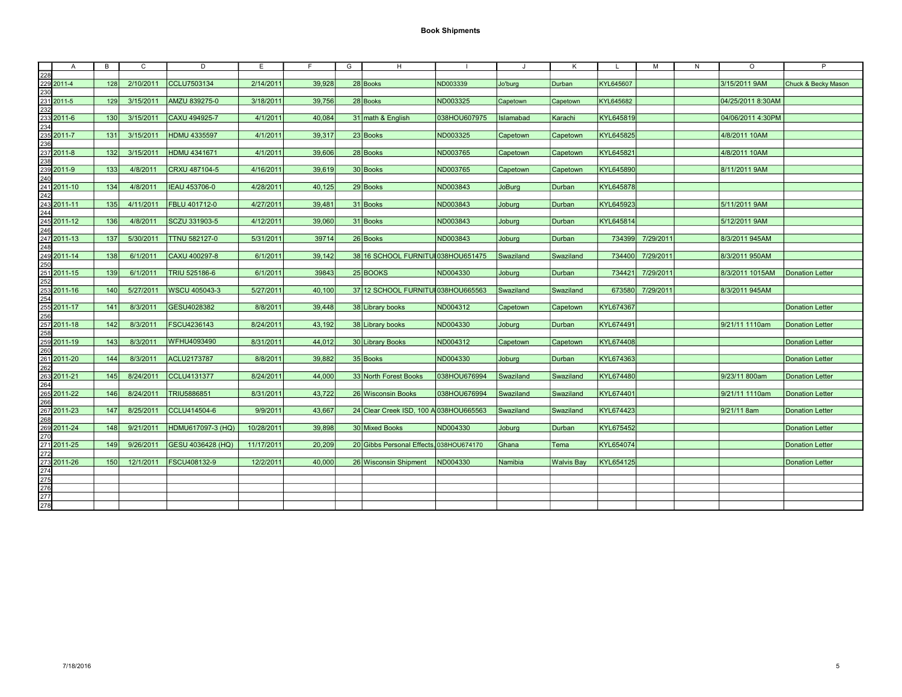**Book Shipments**

| | A | B | C | D | E | F | G | H | I | J | K | L | M | N | O | P |
|---|---|---|---|---|---|---|---|---|---|---|---|---|---|---|---|---|
| 228 | | | | | | | | | | | | | | | | |
| 229 | 2011-4 | 128 | 2/10/2011 | CCLU7503134 | 2/14/2011 | 39,928 | 28 | Books | ND003339 | Jo'burg | Durban | KYL645607 | | | 3/15/2011 9AM | Chuck & Becky Mason |
| 230 | | | | | | | | | | | | | | | | |
| 231 | 2011-5 | 129 | 3/15/2011 | AMZU 839275-0 | 3/18/2011 | 39,756 | 28 | Books | ND003325 | Capetown | Capetown | KYL645682 | | | 04/25/2011 8:30AM | |
| 232 | | | | | | | | | | | | | | | | |
| 233 | 2011-6 | 130 | 3/15/2011 | CAXU 494925-7 | 4/1/2011 | 40,084 | 31 | math & English | 038HOU607975 | Islamabad | Karachi | KYL645819 | | | 04/06/2011 4:30PM | |
| 234 | | | | | | | | | | | | | | | | |
| 235 | 2011-7 | 131 | 3/15/2011 | HDMU 4335597 | 4/1/2011 | 39,317 | 23 | Books | ND003325 | Capetown | Capetown | KYL645825 | | | 4/8/2011 10AM | |
| 236 | | | | | | | | | | | | | | | | |
| 237 | 2011-8 | 132 | 3/15/2011 | HDMU 4341671 | 4/1/2011 | 39,606 | 28 | Books | ND003765 | Capetown | Capetown | KYL645821 | | | 4/8/2011 10AM | |
| 238 | | | | | | | | | | | | | | | | |
| 239 | 2011-9 | 133 | 4/8/2011 | CRXU 487104-5 | 4/16/2011 | 39,619 | 30 | Books | ND003765 | Capetown | Capetown | KYL645890 | | | 8/11/2011 9AM | |
| 240 | | | | | | | | | | | | | | | | |
| 241 | 2011-10 | 134 | 4/8/2011 | IEAU 453706-0 | 4/28/2011 | 40,125 | 29 | Books | ND003843 | JoBurg | Durban | KYL645878 | | | | |
| 242 | | | | | | | | | | | | | | | | |
| 243 | 2011-11 | 135 | 4/11/2011 | FBLU 401712-0 | 4/27/2011 | 39,481 | 31 | Books | ND003843 | Joburg | Durban | KYL645923 | | | 5/11/2011 9AM | |
| 244 | | | | | | | | | | | | | | | | |
| 245 | 2011-12 | 136 | 4/8/2011 | SCZU 331903-5 | 4/12/2011 | 39,060 | 31 | Books | ND003843 | Joburg | Durban | KYL645814 | | | 5/12/2011 9AM | |
| 246 | | | | | | | | | | | | | | | | |
| 247 | 2011-13 | 137 | 5/30/2011 | TTNU 582127-0 | 5/31/2011 | 39714 | 26 | Books | ND003843 | Joburg | Durban | 734399 | 7/29/2011 | | 8/3/2011 945AM | |
| 248 | | | | | | | | | | | | | | | | |
| 249 | 2011-14 | 138 | 6/1/2011 | CAXU 400297-8 | 6/1/2011 | 39,142 | 38 | 16 SCHOOL FURNITU | 038HOU651475 | Swaziland | Swaziland | 734400 | 7/29/2011 | | 8/3/2011 950AM | |
| 250 | | | | | | | | | | | | | | | | |
| 251 | 2011-15 | 139 | 6/1/2011 | TRIU 525186-6 | 6/1/2011 | 39843 | 25 | BOOKS | ND004330 | Joburg | Durban | 734421 | 7/29/2011 | | 8/3/2011 1015AM | Donation Letter |
| 252 | | | | | | | | | | | | | | | | |
| 253 | 2011-16 | 140 | 5/27/2011 | WSCU 405043-3 | 5/27/2011 | 40,100 | 37 | 12 SCHOOL FURNITU | 038HOU665563 | Swaziland | Swaziland | 673580 | 7/29/2011 | | 8/3/2011 945AM | |
| 254 | | | | | | | | | | | | | | | | |
| 255 | 2011-17 | 141 | 8/3/2011 | GESU4028382 | 8/8/2011 | 39,448 | 38 | Library books | ND004312 | Capetown | Capetown | KYL674367 | | | | Donation Letter |
| 256 | | | | | | | | | | | | | | | | |
| 257 | 2011-18 | 142 | 8/3/2011 | FSCU4236143 | 8/24/2011 | 43,192 | 38 | Library books | ND004330 | Joburg | Durban | KYL674491 | | | 9/21/11 1110am | Donation Letter |
| 258 | | | | | | | | | | | | | | | | |
| 259 | 2011-19 | 143 | 8/3/2011 | WFHU4093490 | 8/31/2011 | 44,012 | 30 | Library Books | ND004312 | Capetown | Capetown | KYL674408 | | | | Donation Letter |
| 260 | | | | | | | | | | | | | | | | |
| 261 | 2011-20 | 144 | 8/3/2011 | ACLU2173787 | 8/8/2011 | 39,882 | 35 | Books | ND004330 | Joburg | Durban | KYL674363 | | | | Donation Letter |
| 262 | | | | | | | | | | | | | | | | |
| 263 | 2011-21 | 145 | 8/24/2011 | CCLU4131377 | 8/24/2011 | 44,000 | 33 | North Forest Books | 038HOU676994 | Swaziland | Swaziland | KYL674480 | | | 9/23/11 800am | Donation Letter |
| 264 | | | | | | | | | | | | | | | | |
| 265 | 2011-22 | 146 | 8/24/2011 | TRIU5886851 | 8/31/2011 | 43,722 | 26 | Wisconsin Books | 038HOU676994 | Swaziland | Swaziland | KYL674401 | | | 9/21/11 1110am | Donation Letter |
| 266 | | | | | | | | | | | | | | | | |
| 267 | 2011-23 | 147 | 8/25/2011 | CCLU414504-6 | 9/9/2011 | 43,667 | 24 | Clear Creek ISD, 100 A | 038HOU665563 | Swaziland | Swaziland | KYL674423 | | | 9/21/11 8am | Donation Letter |
| 268 | | | | | | | | | | | | | | | | |
| 269 | 2011-24 | 148 | 9/21/2011 | HDMU617097-3 (HQ) | 10/28/2011 | 39,898 | 30 | Mixed Books | ND004330 | Joburg | Durban | KYL675452 | | | | Donation Letter |
| 270 | | | | | | | | | | | | | | | | |
| 271 | 2011-25 | 149 | 9/26/2011 | GESU 4036428 (HQ) | 11/17/2011 | 20,209 | 20 | Gibbs Personal Effects, | 038HOU674170 | Ghana | Tema | KYL654074 | | | | Donation Letter |
| 272 | | | | | | | | | | | | | | | | |
| 273 | 2011-26 | 150 | 12/1/2011 | FSCU408132-9 | 12/2/2011 | 40,000 | 26 | Wisconsin Shipment | ND004330 | Namibia | Walvis Bay | KYL654125 | | | | Donation Letter |
| 274 | | | | | | | | | | | | | | | | |
| 275 | | | | | | | | | | | | | | | | |
| 276 | | | | | | | | | | | | | | | | |
| 277 | | | | | | | | | | | | | | | | |
| 278 | | | | | | | | | | | | | | | | |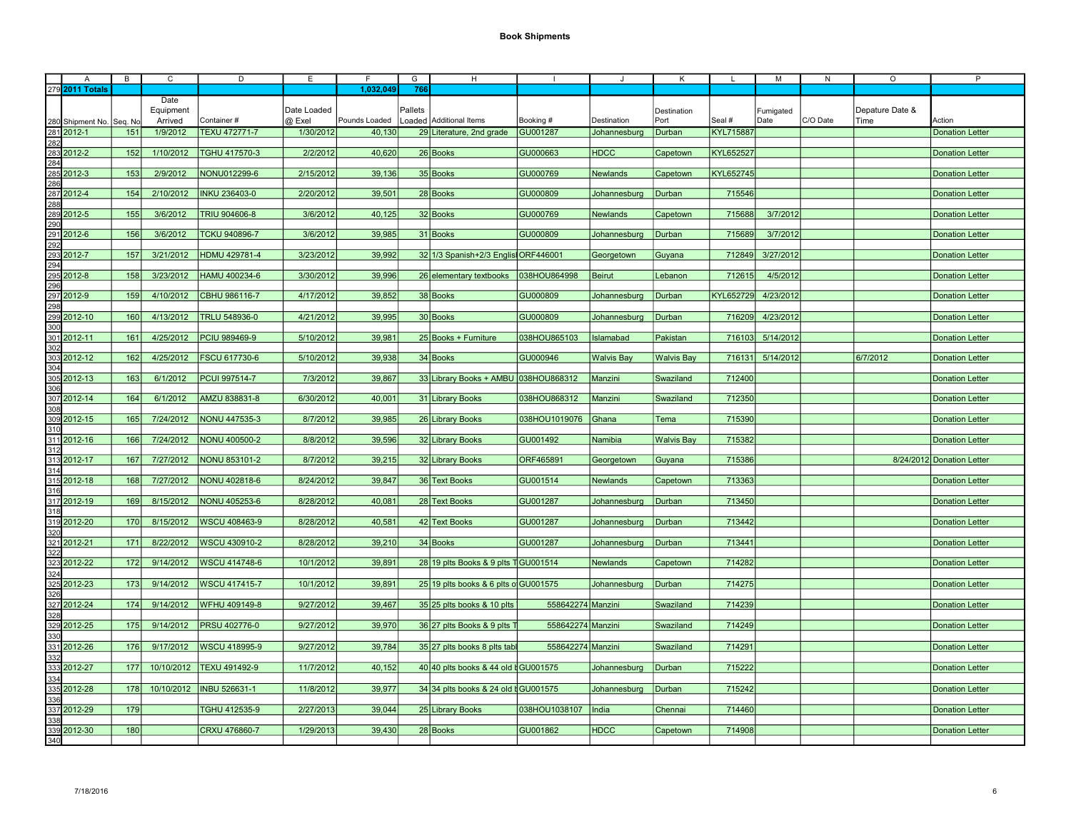# Book Shipments

| | A | B | C | D | E | F | G | H | I | J | K | L | M | N | O | P |
|---|---|---|---|---|---|---|---|---|---|---|---|---|---|---|---|---|
| 279 | **2011 Totals** | | | | | **1,032,049** | **766** | | | | | | | | | |
| 280 | Shipment No. | Seq. No | Date Equipment Arrived | Container # | Date Loaded @ Exel | Pounds Loaded | Pallets Loaded | Additional Items | Booking # | Destination | Destination Port | Seal # | Fumigated Date | C/O Date | Depature Date & Time | Action |
| 281 | 2012-1 | 151 | 1/9/2012 | TEXU 472771-7 | 1/30/2012 | 40,130 | 29 | Literature, 2nd grade | GU001287 | Johannesburg | Durban | KYL715887 | | | | Donation Letter |
| 282 | | | | | | | | | | | | | | | | |
| 283 | 2012-2 | 152 | 1/10/2012 | TGHU 417570-3 | 2/2/2012 | 40,620 | 26 | Books | GU000663 | HDCC | Capetown | KYL652527 | | | | Donation Letter |
| 284 | | | | | | | | | | | | | | | | |
| 285 | 2012-3 | 153 | 2/9/2012 | NONU012299-6 | 2/15/2012 | 39,136 | 35 | Books | GU000769 | Newlands | Capetown | KYL652745 | | | | Donation Letter |
| 286 | | | | | | | | | | | | | | | | |
| 287 | 2012-4 | 154 | 2/10/2012 | INKU 236403-0 | 2/20/2012 | 39,501 | 28 | Books | GU000809 | Johannesburg | Durban | 715546 | | | | Donation Letter |
| 288 | | | | | | | | | | | | | | | | |
| 289 | 2012-5 | 155 | 3/6/2012 | TRIU 904606-8 | 3/6/2012 | 40,125 | 32 | Books | GU000769 | Newlands | Capetown | 715688 | 3/7/2012 | | | Donation Letter |
| 290 | | | | | | | | | | | | | | | | |
| 291 | 2012-6 | 156 | 3/6/2012 | TCKU 940896-7 | 3/6/2012 | 39,985 | 31 | Books | GU000809 | Johannesburg | Durban | 715689 | 3/7/2012 | | | Donation Letter |
| 292 | | | | | | | | | | | | | | | | |
| 293 | 2012-7 | 157 | 3/21/2012 | HDMU 429781-4 | 3/23/2012 | 39,992 | 32 | 1/3 Spanish+2/3 English | ORF446001 | Georgetown | Guyana | 712849 | 3/27/2012 | | | Donation Letter |
| 294 | | | | | | | | | | | | | | | | |
| 295 | 2012-8 | 158 | 3/23/2012 | HAMU 400234-6 | 3/30/2012 | 39,996 | 26 | elementary textbooks | 038HOU864998 | Beirut | Lebanon | 712615 | 4/5/2012 | | | Donation Letter |
| 296 | | | | | | | | | | | | | | | | |
| 297 | 2012-9 | 159 | 4/10/2012 | CBHU 986116-7 | 4/17/2012 | 39,852 | 38 | Books | GU000809 | Johannesburg | Durban | KYL652729 | 4/23/2012 | | | Donation Letter |
| 298 | | | | | | | | | | | | | | | | |
| 299 | 2012-10 | 160 | 4/13/2012 | TRLU 548936-0 | 4/21/2012 | 39,995 | 30 | Books | GU000809 | Johannesburg | Durban | 716209 | 4/23/2012 | | | Donation Letter |
| 300 | | | | | | | | | | | | | | | | |
| 301 | 2012-11 | 161 | 4/25/2012 | PCIU 989469-9 | 5/10/2012 | 39,981 | 25 | Books + Furniture | 038HOU865103 | Islamabad | Pakistan | 716103 | 5/14/2012 | | | Donation Letter |
| 302 | | | | | | | | | | | | | | | | |
| 303 | 2012-12 | 162 | 4/25/2012 | FSCU 617730-6 | 5/10/2012 | 39,938 | 34 | Books | GU000946 | Walvis Bay | Walvis Bay | 716131 | 5/14/2012 | | 6/7/2012 | Donation Letter |
| 304 | | | | | | | | | | | | | | | | |
| 305 | 2012-13 | 163 | 6/1/2012 | PCUI 997514-7 | 7/3/2012 | 39,867 | 33 | Library Books + AMBU | 038HOU868312 | Manzini | Swaziland | 712400 | | | | Donation Letter |
| 306 | | | | | | | | | | | | | | | | |
| 307 | 2012-14 | 164 | 6/1/2012 | AMZU 838831-8 | 6/30/2012 | 40,001 | 31 | Library Books | 038HOU868312 | Manzini | Swaziland | 712350 | | | | Donation Letter |
| 308 | | | | | | | | | | | | | | | | |
| 309 | 2012-15 | 165 | 7/24/2012 | NONU 447535-3 | 8/7/2012 | 39,985 | 26 | Library Books | 038HOU1019076 | Ghana | Tema | 715390 | | | | Donation Letter |
| 310 | | | | | | | | | | | | | | | | |
| 311 | 2012-16 | 166 | 7/24/2012 | NONU 400500-2 | 8/8/2012 | 39,596 | 32 | Library Books | GU001492 | Namibia | Walvis Bay | 715382 | | | | Donation Letter |
| 312 | | | | | | | | | | | | | | | | |
| 313 | 2012-17 | 167 | 7/27/2012 | NONU 853101-2 | 8/7/2012 | 39,215 | 32 | Library Books | ORF465891 | Georgetown | Guyana | 715386 | | | 8/24/2012 | Donation Letter |
| 314 | | | | | | | | | | | | | | | | |
| 315 | 2012-18 | 168 | 7/27/2012 | NONU 402818-6 | 8/24/2012 | 39,847 | 36 | Text Books | GU001514 | Newlands | Capetown | 713363 | | | | Donation Letter |
| 316 | | | | | | | | | | | | | | | | |
| 317 | 2012-19 | 169 | 8/15/2012 | NONU 405253-6 | 8/28/2012 | 40,081 | 28 | Text Books | GU001287 | Johannesburg | Durban | 713450 | | | | Donation Letter |
| 318 | | | | | | | | | | | | | | | | |
| 319 | 2012-20 | 170 | 8/15/2012 | WSCU 408463-9 | 8/28/2012 | 40,581 | 42 | Text Books | GU001287 | Johannesburg | Durban | 713442 | | | | Donation Letter |
| 320 | | | | | | | | | | | | | | | | |
| 321 | 2012-21 | 171 | 8/22/2012 | WSCU 430910-2 | 8/28/2012 | 39,210 | 34 | Books | GU001287 | Johannesburg | Durban | 713441 | | | | Donation Letter |
| 322 | | | | | | | | | | | | | | | | |
| 323 | 2012-22 | 172 | 9/14/2012 | WSCU 414748-6 | 10/1/2012 | 39,891 | 28 | 19 plts Books & 9 plts T | GU001514 | Newlands | Capetown | 714282 | | | | Donation Letter |
| 324 | | | | | | | | | | | | | | | | |
| 325 | 2012-23 | 173 | 9/14/2012 | WSCU 417415-7 | 10/1/2012 | 39,891 | 25 | 19 plts books & 6 plts o | GU001575 | Johannesburg | Durban | 714275 | | | | Donation Letter |
| 326 | | | | | | | | | | | | | | | | |
| 327 | 2012-24 | 174 | 9/14/2012 | WFHU 409149-8 | 9/27/2012 | 39,467 | 35 | 25 plts books & 10 plts | 558642274 | Manzini | Swaziland | 714239 | | | | Donation Letter |
| 328 | | | | | | | | | | | | | | | | |
| 329 | 2012-25 | 175 | 9/14/2012 | PRSU 402776-0 | 9/27/2012 | 39,970 | 36 | 27 plts Books & 9 plts T | 558642274 | Manzini | Swaziland | 714249 | | | | Donation Letter |
| 330 | | | | | | | | | | | | | | | | |
| 331 | 2012-26 | 176 | 9/17/2012 | WSCU 418995-9 | 9/27/2012 | 39,784 | 35 | 27 plts books 8 plts tabl | 558642274 | Manzini | Swaziland | 714291 | | | | Donation Letter |
| 332 | | | | | | | | | | | | | | | | |
| 333 | 2012-27 | 177 | 10/10/2012 | TEXU 491492-9 | 11/7/2012 | 40,152 | 40 | 40 plts books & 44 old b | GU001575 | Johannesburg | Durban | 715222 | | | | Donation Letter |
| 334 | | | | | | | | | | | | | | | | |
| 335 | 2012-28 | 178 | 10/10/2012 | INBU 526631-1 | 11/8/2012 | 39,977 | 34 | 34 plts books & 24 old b | GU001575 | Johannesburg | Durban | 715242 | | | | Donation Letter |
| 336 | | | | | | | | | | | | | | | | |
| 337 | 2012-29 | 179 | | TGHU 412535-9 | 2/27/2013 | 39,044 | 25 | Library Books | 038HOU1038107 | India | Chennai | 714460 | | | | Donation Letter |
| 338 | | | | | | | | | | | | | | | | |
| 339 | 2012-30 | 180 | | CRXU 476860-7 | 1/29/2013 | 39,430 | 28 | Books | GU001862 | HDCC | Capetown | 714908 | | | | Donation Letter |
| 340 | | | | | | | | | | | | | | | | |

7/18/2016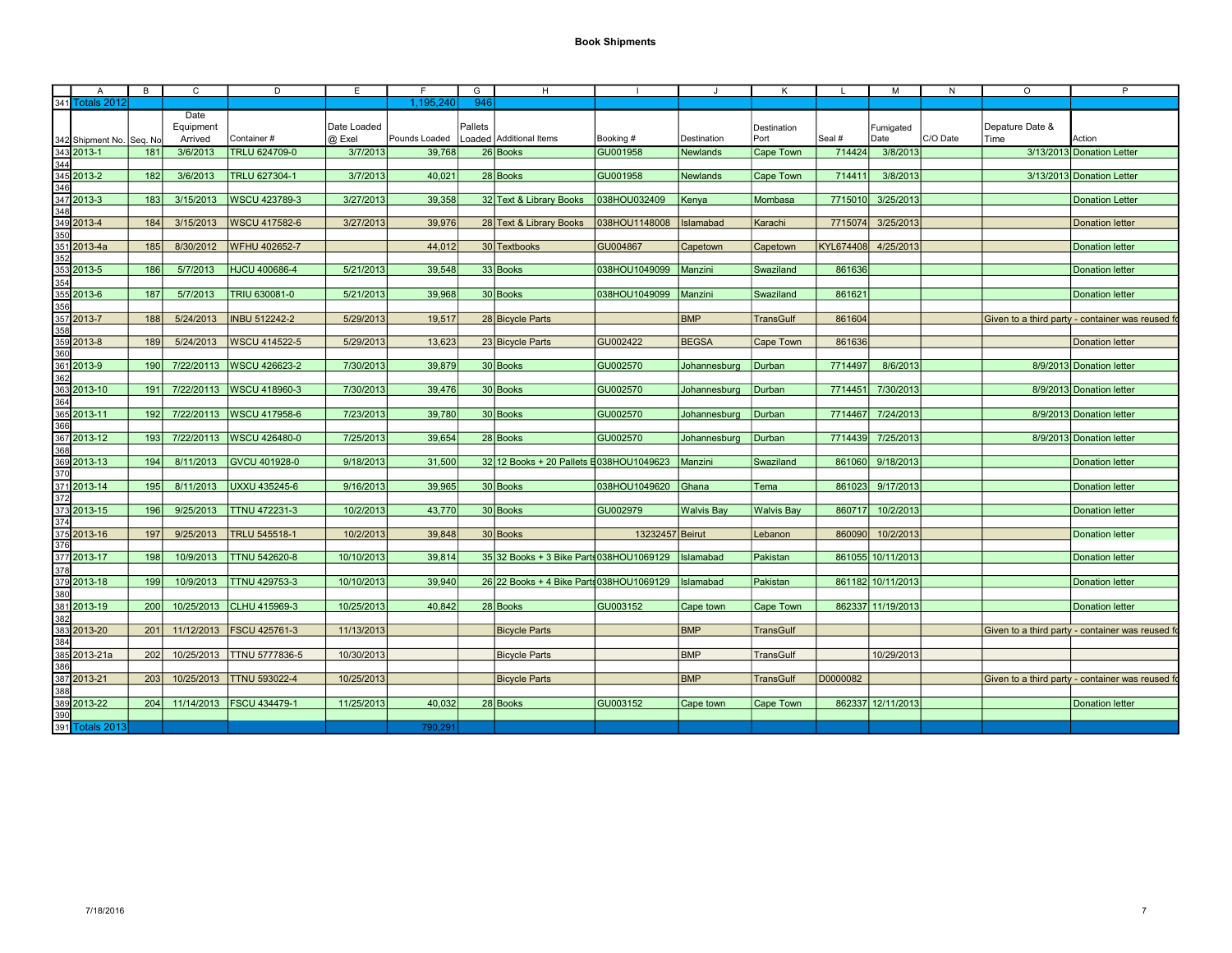# Book Shipments

| | A | B | C | D | E | F | G | H | I | J | K | L | M | N | O | P |
|---|---|---|---|---|---|---|---|---|---|---|---|---|---|---|---|---|
| 341 | Totals 2012 | | | | | 1,195,240 | 946 | | | | | | | | | |
| 342 | Shipment No. | Seq. No | Date Equipment Arrived | Container # | Date Loaded @ Exel | Pounds Loaded | Pallets Loaded | Additional Items | Booking # | Destination | Destination Port | Seal # | Fumigated Date | C/O Date | Depature Date & Time | Action |
| 343 | 2013-1 | 181 | 3/6/2013 | TRLU 624709-0 | 3/7/2013 | 39,768 | 26 | Books | GU001958 | Newlands | Cape Town | 714424 | 3/8/2013 | | 3/13/2013 | Donation Letter |
| 344 | | | | | | | | | | | | | | | | |
| 345 | 2013-2 | 182 | 3/6/2013 | TRLU 627304-1 | 3/7/2013 | 40,021 | 28 | Books | GU001958 | Newlands | Cape Town | 714411 | 3/8/2013 | | 3/13/2013 | Donation Letter |
| 346 | | | | | | | | | | | | | | | | |
| 347 | 2013-3 | 183 | 3/15/2013 | WSCU 423789-3 | 3/27/2013 | 39,358 | 32 | Text & Library Books | 038HOU032409 | Kenya | Mombasa | 7715010 | 3/25/2013 | | | Donation Letter |
| 348 | | | | | | | | | | | | | | | | |
| 349 | 2013-4 | 184 | 3/15/2013 | WSCU 417582-6 | 3/27/2013 | 39,976 | 28 | Text & Library Books | 038HOU1148008 | Islamabad | Karachi | 7715074 | 3/25/2013 | | | Donation letter |
| 350 | | | | | | | | | | | | | | | | |
| 351 | 2013-4a | 185 | 8/30/2012 | WFHU 402652-7 | | 44,012 | 30 | Textbooks | GU004867 | Capetown | Capetown | KYL674408 | 4/25/2013 | | | Donation letter |
| 352 | | | | | | | | | | | | | | | | |
| 353 | 2013-5 | 186 | 5/7/2013 | HJCU 400686-4 | 5/21/2013 | 39,548 | 33 | Books | 038HOU1049099 | Manzini | Swaziland | 861636 | | | | Donation letter |
| 354 | | | | | | | | | | | | | | | | |
| 355 | 2013-6 | 187 | 5/7/2013 | TRIU 630081-0 | 5/21/2013 | 39,968 | 30 | Books | 038HOU1049099 | Manzini | Swaziland | 861621 | | | | Donation letter |
| 356 | | | | | | | | | | | | | | | | |
| 357 | 2013-7 | 188 | 5/24/2013 | INBU 512242-2 | 5/29/2013 | 19,517 | 28 | Bicycle Parts | | BMP | TransGulf | 861604 | | | Given to a third party - container was reused fo | |
| 358 | | | | | | | | | | | | | | | | |
| 359 | 2013-8 | 189 | 5/24/2013 | WSCU 414522-5 | 5/29/2013 | 13,623 | 23 | Bicycle Parts | GU002422 | BEGSA | Cape Town | 861636 | | | | Donation letter |
| 360 | | | | | | | | | | | | | | | | |
| 361 | 2013-9 | 190 | 7/22/20113 | WSCU 426623-2 | 7/30/2013 | 39,879 | 30 | Books | GU002570 | Johannesburg | Durban | 7714497 | 8/6/2013 | | 8/9/2013 | Donation letter |
| 362 | | | | | | | | | | | | | | | | |
| 363 | 2013-10 | 191 | 7/22/20113 | WSCU 418960-3 | 7/30/2013 | 39,476 | 30 | Books | GU002570 | Johannesburg | Durban | 7714451 | 7/30/2013 | | 8/9/2013 | Donation letter |
| 364 | | | | | | | | | | | | | | | | |
| 365 | 2013-11 | 192 | 7/22/20113 | WSCU 417958-6 | 7/23/2013 | 39,780 | 30 | Books | GU002570 | Johannesburg | Durban | 7714467 | 7/24/2013 | | 8/9/2013 | Donation letter |
| 366 | | | | | | | | | | | | | | | | |
| 367 | 2013-12 | 193 | 7/22/20113 | WSCU 426480-0 | 7/25/2013 | 39,654 | 28 | Books | GU002570 | Johannesburg | Durban | 7714439 | 7/25/2013 | | 8/9/2013 | Donation letter |
| 368 | | | | | | | | | | | | | | | | |
| 369 | 2013-13 | 194 | 8/11/2013 | GVCU 401928-0 | 9/18/2013 | 31,500 | 32 | 12 Books + 20 Pallets E | 038HOU1049623 | Manzini | Swaziland | 861060 | 9/18/2013 | | | Donation letter |
| 370 | | | | | | | | | | | | | | | | |
| 371 | 2013-14 | 195 | 8/11/2013 | UXXU 435245-6 | 9/16/2013 | 39,965 | 30 | Books | 038HOU1049620 | Ghana | Tema | 861023 | 9/17/2013 | | | Donation letter |
| 372 | | | | | | | | | | | | | | | | |
| 373 | 2013-15 | 196 | 9/25/2013 | TTNU 472231-3 | 10/2/2013 | 43,770 | 30 | Books | GU002979 | Walvis Bay | Walvis Bay | 860717 | 10/2/2013 | | | Donation letter |
| 374 | | | | | | | | | | | | | | | | |
| 375 | 2013-16 | 197 | 9/25/2013 | TRLU 545518-1 | 10/2/2013 | 39,848 | 30 | Books | 13232457 | Beirut | Lebanon | 860090 | 10/2/2013 | | | Donation letter |
| 376 | | | | | | | | | | | | | | | | |
| 377 | 2013-17 | 198 | 10/9/2013 | TTNU 542620-8 | 10/10/2013 | 39,814 | 35 | 32 Books + 3 Bike Parts | 038HOU1069129 | Islamabad | Pakistan | 861055 | 10/11/2013 | | | Donation letter |
| 378 | | | | | | | | | | | | | | | | |
| 379 | 2013-18 | 199 | 10/9/2013 | TTNU 429753-3 | 10/10/2013 | 39,940 | 26 | 22 Books + 4 Bike Parts | 038HOU1069129 | Islamabad | Pakistan | 861182 | 10/11/2013 | | | Donation letter |
| 380 | | | | | | | | | | | | | | | | |
| 381 | 2013-19 | 200 | 10/25/2013 | CLHU 415969-3 | 10/25/2013 | 40,842 | 28 | Books | GU003152 | Cape town | Cape Town | 862337 | 11/19/2013 | | | Donation letter |
| 382 | | | | | | | | | | | | | | | | |
| 383 | 2013-20 | 201 | 11/12/2013 | FSCU 425761-3 | 11/13/2013 | | | Bicycle Parts | | BMP | TransGulf | | | | Given to a third party - container was reused fo | |
| 384 | | | | | | | | | | | | | | | | |
| 385 | 2013-21a | 202 | 10/25/2013 | TTNU 5777836-5 | 10/30/2013 | | | Bicycle Parts | | BMP | TransGulf | | 10/29/2013 | | | |
| 386 | | | | | | | | | | | | | | | | |
| 387 | 2013-21 | 203 | 10/25/2013 | TTNU 593022-4 | 10/25/2013 | | | Bicycle Parts | | BMP | TransGulf | D0000082 | | | Given to a third party - container was reused fo | |
| 388 | | | | | | | | | | | | | | | | |
| 389 | 2013-22 | 204 | 11/14/2013 | FSCU 434479-1 | 11/25/2013 | 40,032 | 28 | Books | GU003152 | Cape town | Cape Town | 862337 | 12/11/2013 | | | Donation letter |
| 390 | | | | | | | | | | | | | | | | |
| 391 | Totals 2013 | | | | | 790,291 | | | | | | | | | | |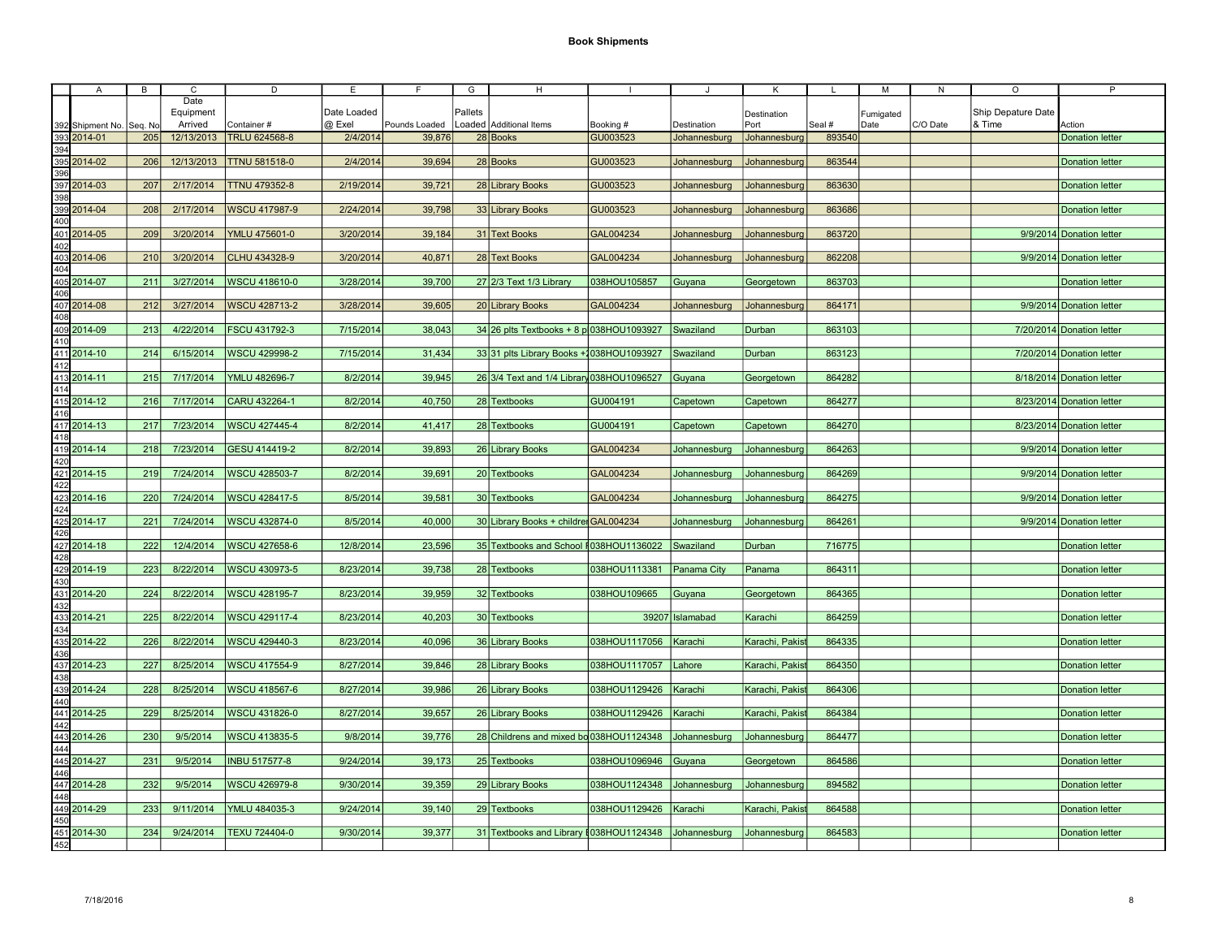# Book Shipments

|  | A | B | C | D | E | F | G | H | I | J | K | L | M | N | O | P |
|---|---|---|---|---|---|---|---|---|---|---|---|---|---|---|---|---|
| 392 | Shipment No. | Seq. No | Date Equipment Arrived | Container # | Date Loaded @ Exel | Pounds Loaded | Pallets Loaded | Additional Items | Booking # | Destination | Destination Port | Seal # | Fumigated Date | C/O Date | Ship Depature Date & Time | Action |
| 393 | 2014-01 | 205 | 12/13/2013 | TRLU 624568-8 | 2/4/2014 | 39,876 | 28 | Books | GU003523 | Johannesburg | Johannesburg | 893540 |  |  |  | Donation letter |
| 394 |  |  |  |  |  |  |  |  |  |  |  |  |  |  |  |  |
| 395 | 2014-02 | 206 | 12/13/2013 | TTNU 581518-0 | 2/4/2014 | 39,694 | 28 | Books | GU003523 | Johannesburg | Johannesburg | 863544 |  |  |  | Donation letter |
| 396 |  |  |  |  |  |  |  |  |  |  |  |  |  |  |  |  |
| 397 | 2014-03 | 207 | 2/17/2014 | TTNU 479352-8 | 2/19/2014 | 39,721 | 28 | Library Books | GU003523 | Johannesburg | Johannesburg | 863630 |  |  |  | Donation letter |
| 398 |  |  |  |  |  |  |  |  |  |  |  |  |  |  |  |  |
| 399 | 2014-04 | 208 | 2/17/2014 | WSCU 417987-9 | 2/24/2014 | 39,798 | 33 | Library Books | GU003523 | Johannesburg | Johannesburg | 863686 |  |  |  | Donation letter |
| 400 |  |  |  |  |  |  |  |  |  |  |  |  |  |  |  |  |
| 401 | 2014-05 | 209 | 3/20/2014 | YMLU 475601-0 | 3/20/2014 | 39,184 | 31 | Text Books | GAL004234 | Johannesburg | Johannesburg | 863720 |  |  | 9/9/2014 | Donation letter |
| 402 |  |  |  |  |  |  |  |  |  |  |  |  |  |  |  |  |
| 403 | 2014-06 | 210 | 3/20/2014 | CLHU 434328-9 | 3/20/2014 | 40,871 | 28 | Text Books | GAL004234 | Johannesburg | Johannesburg | 862208 |  |  | 9/9/2014 | Donation letter |
| 404 |  |  |  |  |  |  |  |  |  |  |  |  |  |  |  |  |
| 405 | 2014-07 | 211 | 3/27/2014 | WSCU 418610-0 | 3/28/2014 | 39,700 | 27 | 2/3 Text 1/3 Library | 038HOU105857 | Guyana | Georgetown | 863703 |  |  |  | Donation letter |
| 406 |  |  |  |  |  |  |  |  |  |  |  |  |  |  |  |  |
| 407 | 2014-08 | 212 | 3/27/2014 | WSCU 428713-2 | 3/28/2014 | 39,605 | 20 | Library Books | GAL004234 | Johannesburg | Johannesburg | 864171 |  |  | 9/9/2014 | Donation letter |
| 408 |  |  |  |  |  |  |  |  |  |  |  |  |  |  |  |  |
| 409 | 2014-09 | 213 | 4/22/2014 | FSCU 431792-3 | 7/15/2014 | 38,043 | 34 | 26 plts Textbooks + 8 p | 038HOU1093927 | Swaziland | Durban | 863103 |  |  | 7/20/2014 | Donation letter |
| 410 |  |  |  |  |  |  |  |  |  |  |  |  |  |  |  |  |
| 411 | 2014-10 | 214 | 6/15/2014 | WSCU 429998-2 | 7/15/2014 | 31,434 | 33 | 31 plts Library Books +2 | 038HOU1093927 | Swaziland | Durban | 863123 |  |  | 7/20/2014 | Donation letter |
| 412 |  |  |  |  |  |  |  |  |  |  |  |  |  |  |  |  |
| 413 | 2014-11 | 215 | 7/17/2014 | YMLU 482696-7 | 8/2/2014 | 39,945 | 26 | 3/4 Text and 1/4 Library | 038HOU1096527 | Guyana | Georgetown | 864282 |  |  | 8/18/2014 | Donation letter |
| 414 |  |  |  |  |  |  |  |  |  |  |  |  |  |  |  |  |
| 415 | 2014-12 | 216 | 7/17/2014 | CARU 432264-1 | 8/2/2014 | 40,750 | 28 | Textbooks | GU004191 | Capetown | Capetown | 864277 |  |  | 8/23/2014 | Donation letter |
| 416 |  |  |  |  |  |  |  |  |  |  |  |  |  |  |  |  |
| 417 | 2014-13 | 217 | 7/23/2014 | WSCU 427445-4 | 8/2/2014 | 41,417 | 28 | Textbooks | GU004191 | Capetown | Capetown | 864270 |  |  | 8/23/2014 | Donation letter |
| 418 |  |  |  |  |  |  |  |  |  |  |  |  |  |  |  |  |
| 419 | 2014-14 | 218 | 7/23/2014 | GESU 414419-2 | 8/2/2014 | 39,893 | 26 | Library Books | GAL004234 | Johannesburg | Johannesburg | 864263 |  |  | 9/9/2014 | Donation letter |
| 420 |  |  |  |  |  |  |  |  |  |  |  |  |  |  |  |  |
| 421 | 2014-15 | 219 | 7/24/2014 | WSCU 428503-7 | 8/2/2014 | 39,691 | 20 | Textbooks | GAL004234 | Johannesburg | Johannesburg | 864269 |  |  | 9/9/2014 | Donation letter |
| 422 |  |  |  |  |  |  |  |  |  |  |  |  |  |  |  |  |
| 423 | 2014-16 | 220 | 7/24/2014 | WSCU 428417-5 | 8/5/2014 | 39,581 | 30 | Textbooks | GAL004234 | Johannesburg | Johannesburg | 864275 |  |  | 9/9/2014 | Donation letter |
| 424 |  |  |  |  |  |  |  |  |  |  |  |  |  |  |  |  |
| 425 | 2014-17 | 221 | 7/24/2014 | WSCU 432874-0 | 8/5/2014 | 40,000 | 30 | Library Books + childrer | GAL004234 | Johannesburg | Johannesburg | 864261 |  |  | 9/9/2014 | Donation letter |
| 426 |  |  |  |  |  |  |  |  |  |  |  |  |  |  |  |  |
| 427 | 2014-18 | 222 | 12/4/2014 | WSCU 427658-6 | 12/8/2014 | 23,596 | 35 | Textbooks and School I | 038HOU1136022 | Swaziland | Durban | 716775 |  |  |  | Donation letter |
| 428 |  |  |  |  |  |  |  |  |  |  |  |  |  |  |  |  |
| 429 | 2014-19 | 223 | 8/22/2014 | WSCU 430973-5 | 8/23/2014 | 39,738 | 28 | Textbooks | 038HOU1113381 | Panama City | Panama | 864311 |  |  |  | Donation letter |
| 430 |  |  |  |  |  |  |  |  |  |  |  |  |  |  |  |  |
| 431 | 2014-20 | 224 | 8/22/2014 | WSCU 428195-7 | 8/23/2014 | 39,959 | 32 | Textbooks | 038HOU109665 | Guyana | Georgetown | 864365 |  |  |  | Donation letter |
| 432 |  |  |  |  |  |  |  |  |  |  |  |  |  |  |  |  |
| 433 | 2014-21 | 225 | 8/22/2014 | WSCU 429117-4 | 8/23/2014 | 40,203 | 30 | Textbooks | 39207 | Islamabad | Karachi | 864259 |  |  |  | Donation letter |
| 434 |  |  |  |  |  |  |  |  |  |  |  |  |  |  |  |  |
| 435 | 2014-22 | 226 | 8/22/2014 | WSCU 429440-3 | 8/23/2014 | 40,096 | 36 | Library Books | 038HOU1117056 | Karachi | Karachi, Pakist | 864335 |  |  |  | Donation letter |
| 436 |  |  |  |  |  |  |  |  |  |  |  |  |  |  |  |  |
| 437 | 2014-23 | 227 | 8/25/2014 | WSCU 417554-9 | 8/27/2014 | 39,846 | 28 | Library Books | 038HOU1117057 | Lahore | Karachi, Pakist | 864350 |  |  |  | Donation letter |
| 438 |  |  |  |  |  |  |  |  |  |  |  |  |  |  |  |  |
| 439 | 2014-24 | 228 | 8/25/2014 | WSCU 418567-6 | 8/27/2014 | 39,986 | 26 | Library Books | 038HOU1129426 | Karachi | Karachi, Pakist | 864306 |  |  |  | Donation letter |
| 440 |  |  |  |  |  |  |  |  |  |  |  |  |  |  |  |  |
| 441 | 2014-25 | 229 | 8/25/2014 | WSCU 431826-0 | 8/27/2014 | 39,657 | 26 | Library Books | 038HOU1129426 | Karachi | Karachi, Pakist | 864384 |  |  |  | Donation letter |
| 442 |  |  |  |  |  |  |  |  |  |  |  |  |  |  |  |  |
| 443 | 2014-26 | 230 | 9/5/2014 | WSCU 413835-5 | 9/8/2014 | 39,776 | 28 | Childrens and mixed bo | 038HOU1124348 | Johannesburg | Johannesburg | 864477 |  |  |  | Donation letter |
| 444 |  |  |  |  |  |  |  |  |  |  |  |  |  |  |  |  |
| 445 | 2014-27 | 231 | 9/5/2014 | INBU 517577-8 | 9/24/2014 | 39,173 | 25 | Textbooks | 038HOU1096946 | Guyana | Georgetown | 864586 |  |  |  | Donation letter |
| 446 |  |  |  |  |  |  |  |  |  |  |  |  |  |  |  |  |
| 447 | 2014-28 | 232 | 9/5/2014 | WSCU 426979-8 | 9/30/2014 | 39,359 | 29 | Library Books | 038HOU1124348 | Johannesburg | Johannesburg | 894582 |  |  |  | Donation letter |
| 448 |  |  |  |  |  |  |  |  |  |  |  |  |  |  |  |  |
| 449 | 2014-29 | 233 | 9/11/2014 | YMLU 484035-3 | 9/24/2014 | 39,140 | 29 | Textbooks | 038HOU1129426 | Karachi | Karachi, Pakist | 864588 |  |  |  | Donation letter |
| 450 |  |  |  |  |  |  |  |  |  |  |  |  |  |  |  |  |
| 451 | 2014-30 | 234 | 9/24/2014 | TEXU 724404-0 | 9/30/2014 | 39,377 | 31 | Textbooks and Library I | 038HOU1124348 | Johannesburg | Johannesburg | 864583 |  |  |  | Donation letter |
| 452 |  |  |  |  |  |  |  |  |  |  |  |  |  |  |  |  |

7/18/2016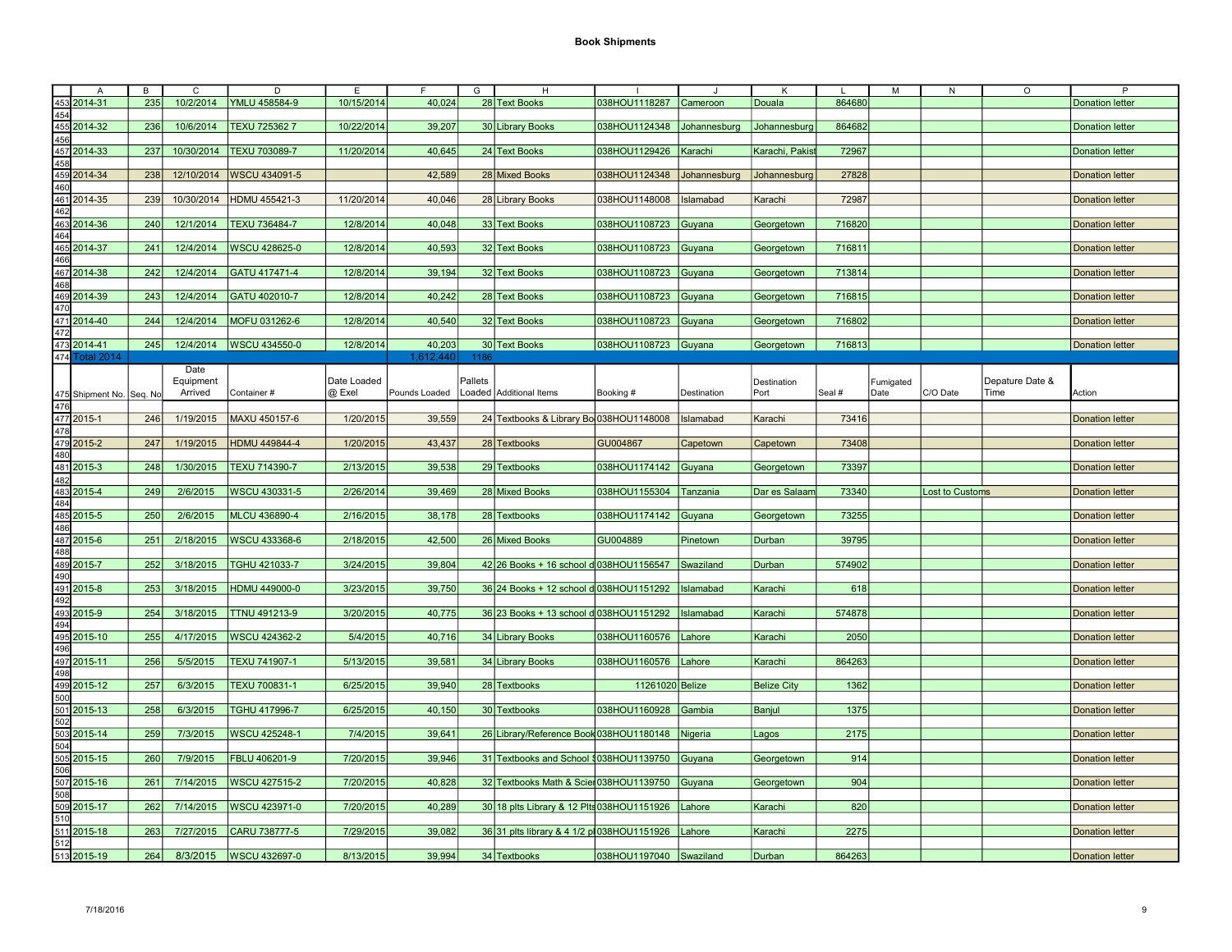# Book Shipments

| | A | B | C | D | E | F | G | H | I | J | K | L | M | N | O | P |
|---|---|---|---|---|---|---|---|---|---|---|---|---|---|---|---|---|
| 453 | 2014-31 | 235 | 10/2/2014 | YMLU 458584-9 | 10/15/2014 | 40,024 | 28 | Text Books | 038HOU1118287 | Cameroon | Douala | 864680 | | | | Donation letter |
| 454 | | | | | | | | | | | | | | | | |
| 455 | 2014-32 | 236 | 10/6/2014 | TEXU 725362 7 | 10/22/2014 | 39,207 | 30 | Library Books | 038HOU1124348 | Johannesburg | Johannesburg | 864682 | | | | Donation letter |
| 456 | | | | | | | | | | | | | | | | |
| 457 | 2014-33 | 237 | 10/30/2014 | TEXU 703089-7 | 11/20/2014 | 40,645 | 24 | Text Books | 038HOU1129426 | Karachi | Karachi, Pakist | 72967 | | | | Donation letter |
| 458 | | | | | | | | | | | | | | | | |
| 459 | 2014-34 | 238 | 12/10/2014 | WSCU 434091-5 | | 42,589 | 28 | Mixed Books | 038HOU1124348 | Johannesburg | Johannesburg | 27828 | | | | Donation letter |
| 460 | | | | | | | | | | | | | | | | |
| 461 | 2014-35 | 239 | 10/30/2014 | HDMU 455421-3 | 11/20/2014 | 40,046 | 28 | Library Books | 038HOU1148008 | Islamabad | Karachi | 72987 | | | | Donation letter |
| 462 | | | | | | | | | | | | | | | | |
| 463 | 2014-36 | 240 | 12/1/2014 | TEXU 736484-7 | 12/8/2014 | 40,048 | 33 | Text Books | 038HOU1108723 | Guyana | Georgetown | 716820 | | | | Donation letter |
| 464 | | | | | | | | | | | | | | | | |
| 465 | 2014-37 | 241 | 12/4/2014 | WSCU 428625-0 | 12/8/2014 | 40,593 | 32 | Text Books | 038HOU1108723 | Guyana | Georgetown | 716811 | | | | Donation letter |
| 466 | | | | | | | | | | | | | | | | |
| 467 | 2014-38 | 242 | 12/4/2014 | GATU 417471-4 | 12/8/2014 | 39,194 | 32 | Text Books | 038HOU1108723 | Guyana | Georgetown | 713814 | | | | Donation letter |
| 468 | | | | | | | | | | | | | | | | |
| 469 | 2014-39 | 243 | 12/4/2014 | GATU 402010-7 | 12/8/2014 | 40,242 | 28 | Text Books | 038HOU1108723 | Guyana | Georgetown | 716815 | | | | Donation letter |
| 470 | | | | | | | | | | | | | | | | |
| 471 | 2014-40 | 244 | 12/4/2014 | MOFU 031262-6 | 12/8/2014 | 40,540 | 32 | Text Books | 038HOU1108723 | Guyana | Georgetown | 716802 | | | | Donation letter |
| 472 | | | | | | | | | | | | | | | | |
| 473 | 2014-41 | 245 | 12/4/2014 | WSCU 434550-0 | 12/8/2014 | 40,203 | 30 | Text Books | 038HOU1108723 | Guyana | Georgetown | 716813 | | | | Donation letter |
| 474 | Total 2014 | | | | | 1,612,440 | 1186 | | | | | | | | | |
| 475 | Shipment No. | Seq. No | Date Equipment Arrived | Container # | Date Loaded @ Exel | Pounds Loaded | Pallets Loaded | Additional Items | Booking # | Destination | Destination Port | Seal # | Fumigated Date | C/O Date | Depature Date & Time | Action |
| 476 | | | | | | | | | | | | | | | | |
| 477 | 2015-1 | 246 | 1/19/2015 | MAXU 450157-6 | 1/20/2015 | 39,559 | 24 | Textbooks & Library Bo | 038HOU1148008 | Islamabad | Karachi | 73416 | | | | Donation letter |
| 478 | | | | | | | | | | | | | | | | |
| 479 | 2015-2 | 247 | 1/19/2015 | HDMU 449844-4 | 1/20/2015 | 43,437 | 28 | Textbooks | GU004867 | Capetown | Capetown | 73408 | | | | Donation letter |
| 480 | | | | | | | | | | | | | | | | |
| 481 | 2015-3 | 248 | 1/30/2015 | TEXU 714390-7 | 2/13/2015 | 39,538 | 29 | Textbooks | 038HOU1174142 | Guyana | Georgetown | 73397 | | | | Donation letter |
| 482 | | | | | | | | | | | | | | | | |
| 483 | 2015-4 | 249 | 2/6/2015 | WSCU 430331-5 | 2/26/2014 | 39,469 | 28 | Mixed Books | 038HOU1155304 | Tanzania | Dar es Salaam | 73340 | | Lost to Customs | | Donation letter |
| 484 | | | | | | | | | | | | | | | | |
| 485 | 2015-5 | 250 | 2/6/2015 | MLCU 436890-4 | 2/16/2015 | 38,178 | 28 | Textbooks | 038HOU1174142 | Guyana | Georgetown | 73255 | | | | Donation letter |
| 486 | | | | | | | | | | | | | | | | |
| 487 | 2015-6 | 251 | 2/18/2015 | WSCU 433368-6 | 2/18/2015 | 42,500 | 26 | Mixed Books | GU004889 | Pinetown | Durban | 39795 | | | | Donation letter |
| 488 | | | | | | | | | | | | | | | | |
| 489 | 2015-7 | 252 | 3/18/2015 | TGHU 421033-7 | 3/24/2015 | 39,804 | 42 | 26 Books + 16 school d | 038HOU1156547 | Swaziland | Durban | 574902 | | | | Donation letter |
| 490 | | | | | | | | | | | | | | | | |
| 491 | 2015-8 | 253 | 3/18/2015 | HDMU 449000-0 | 3/23/2015 | 39,750 | 36 | 24 Books + 12 school d | 038HOU1151292 | Islamabad | Karachi | 618 | | | | Donation letter |
| 492 | | | | | | | | | | | | | | | | |
| 493 | 2015-9 | 254 | 3/18/2015 | TTNU 491213-9 | 3/20/2015 | 40,775 | 36 | 23 Books + 13 school d | 038HOU1151292 | Islamabad | Karachi | 574878 | | | | Donation letter |
| 494 | | | | | | | | | | | | | | | | |
| 495 | 2015-10 | 255 | 4/17/2015 | WSCU 424362-2 | 5/4/2015 | 40,716 | 34 | Library Books | 038HOU1160576 | Lahore | Karachi | 2050 | | | | Donation letter |
| 496 | | | | | | | | | | | | | | | | |
| 497 | 2015-11 | 256 | 5/5/2015 | TEXU 741907-1 | 5/13/2015 | 39,581 | 34 | Library Books | 038HOU1160576 | Lahore | Karachi | 864263 | | | | Donation letter |
| 498 | | | | | | | | | | | | | | | | |
| 499 | 2015-12 | 257 | 6/3/2015 | TEXU 700831-1 | 6/25/2015 | 39,940 | 28 | Textbooks | 11261020 | Belize | Belize City | 1362 | | | | Donation letter |
| 500 | | | | | | | | | | | | | | | | |
| 501 | 2015-13 | 258 | 6/3/2015 | TGHU 417996-7 | 6/25/2015 | 40,150 | 30 | Textbooks | 038HOU1160928 | Gambia | Banjul | 1375 | | | | Donation letter |
| 502 | | | | | | | | | | | | | | | | |
| 503 | 2015-14 | 259 | 7/3/2015 | WSCU 425248-1 | 7/4/2015 | 39,641 | 26 | Library/Reference Book | 038HOU1180148 | Nigeria | Lagos | 2175 | | | | Donation letter |
| 504 | | | | | | | | | | | | | | | | |
| 505 | 2015-15 | 260 | 7/9/2015 | FBLU 406201-9 | 7/20/2015 | 39,946 | 31 | Textbooks and School S | 038HOU1139750 | Guyana | Georgetown | 914 | | | | Donation letter |
| 506 | | | | | | | | | | | | | | | | |
| 507 | 2015-16 | 261 | 7/14/2015 | WSCU 427515-2 | 7/20/2015 | 40,828 | 32 | Textbooks Math & Scier | 038HOU1139750 | Guyana | Georgetown | 904 | | | | Donation letter |
| 508 | | | | | | | | | | | | | | | | |
| 509 | 2015-17 | 262 | 7/14/2015 | WSCU 423971-0 | 7/20/2015 | 40,289 | 30 | 18 plts Library & 12 Plts | 038HOU1151926 | Lahore | Karachi | 820 | | | | Donation letter |
| 510 | | | | | | | | | | | | | | | | |
| 511 | 2015-18 | 263 | 7/27/2015 | CARU 738777-5 | 7/29/2015 | 39,082 | 36 | 31 plts library & 4 1/2 pl | 038HOU1151926 | Lahore | Karachi | 2275 | | | | Donation letter |
| 512 | | | | | | | | | | | | | | | | |
| 513 | 2015-19 | 264 | 8/3/2015 | WSCU 432697-0 | 8/13/2015 | 39,994 | 34 | Textbooks | 038HOU1197040 | Swaziland | Durban | 864263 | | | | Donation letter |

7/18/2016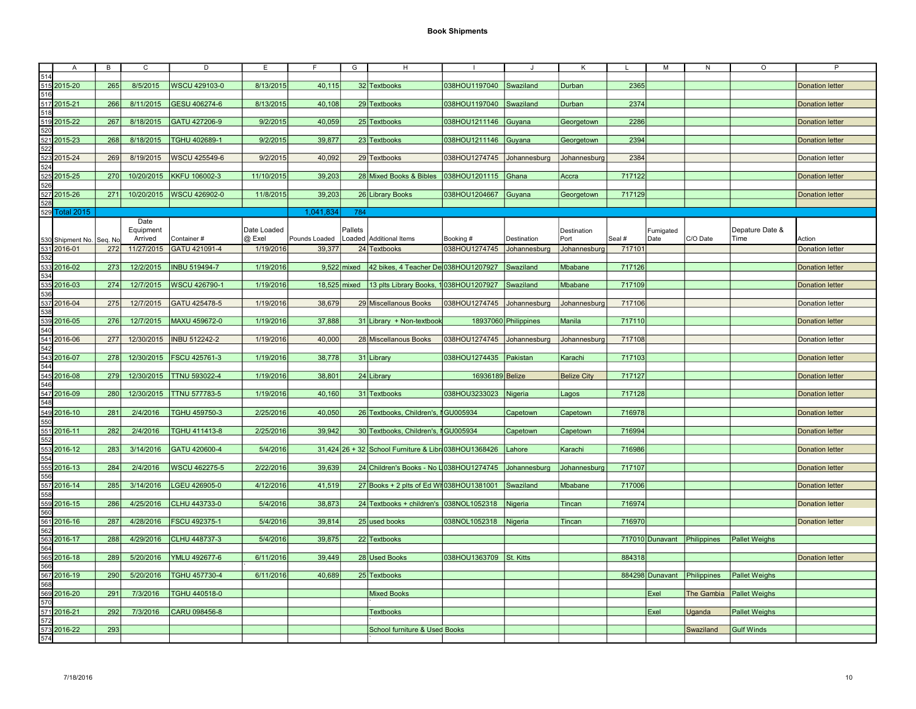# Book Shipments

| | A | B | C | D | E | F | G | H | I | J | K | L | M | N | O | P |
|---|---|---|---|---|---|---|---|---|---|---|---|---|---|---|---|---|
| 514 | | | | | | | | | | | | | | | | |
| 515 | 2015-20 | 265 | 8/5/2015 | WSCU 429103-0 | 8/13/2015 | 40,115 | 32 | Textbooks | 038HOU1197040 | Swaziland | Durban | 2365 | | | | Donation letter |
| 516 | | | | | | | | | | | | | | | | |
| 517 | 2015-21 | 266 | 8/11/2015 | GESU 406274-6 | 8/13/2015 | 40,108 | 29 | Textbooks | 038HOU1197040 | Swaziland | Durban | 2374 | | | | Donation letter |
| 518 | | | | | | | | | | | | | | | | |
| 519 | 2015-22 | 267 | 8/18/2015 | GATU 427206-9 | 9/2/2015 | 40,059 | 25 | Textbooks | 038HOU1211146 | Guyana | Georgetown | 2286 | | | | Donation letter |
| 520 | | | | | | | | | | | | | | | | |
| 521 | 2015-23 | 268 | 8/18/2015 | TGHU 402689-1 | 9/2/2015 | 39,877 | 23 | Textbooks | 038HOU1211146 | Guyana | Georgetown | 2394 | | | | Donation letter |
| 522 | | | | | | | | | | | | | | | | |
| 523 | 2015-24 | 269 | 8/19/2015 | WSCU 425549-6 | 9/2/2015 | 40,092 | 29 | Textbooks | 038HOU1274745 | Johannesburg | Johannesburg | 2384 | | | | Donation letter |
| 524 | | | | | | | | | | | | | | | | |
| 525 | 2015-25 | 270 | 10/20/2015 | KKFU 106002-3 | 11/10/2015 | 39,203 | 28 | Mixed Books & Bibles | 038HOU1201115 | Ghana | Accra | 717122 | | | | Donation letter |
| 526 | | | | | | | | | | | | | | | | |
| 527 | 2015-26 | 271 | 10/20/2015 | WSCU 426902-0 | 11/8/2015 | 39,203 | 26 | Library Books | 038HOU1204667 | Guyana | Georgetown | 717129 | | | | Donation letter |
| 528 | | | | | | | | | | | | | | | | |
| 529 | Total 2015 | | | | | 1,041,834 | 784 | | | | | | | | | |
| 530 | Shipment No. | Seq. No | Date Equipment Arrived | Container # | Date Loaded @ Exel | Pounds Loaded | Pallets Loaded | Additional Items | Booking # | Destination | Destination Port | Seal # | Fumigated Date | C/O Date | Depature Date & Time | Action |
| 531 | 2016-01 | 272 | 11/27/2015 | GATU 421091-4 | 1/19/2016 | 39,377 | 24 | Textbooks | 038HOU1274745 | Johannesburg | Johannesburg | 717101 | | | | Donation letter |
| 532 | | | | | | | | | | | | | | | | |
| 533 | 2016-02 | 273 | 12/2/2015 | INBU 519494-7 | 1/19/2016 | 9,522 | mixed | 42 bikes, 4 Teacher De | 038HOU1207927 | Swaziland | Mbabane | 717126 | | | | Donation letter |
| 534 | | | | | | | | | | | | | | | | |
| 535 | 2016-03 | 274 | 12/7/2015 | WSCU 426790-1 | 1/19/2016 | 18,525 | mixed | 13 plts Library Books, 1 | 038HOU1207927 | Swaziland | Mbabane | 717109 | | | | Donation letter |
| 536 | | | | | | | | | | | | | | | | |
| 537 | 2016-04 | 275 | 12/7/2015 | GATU 425478-5 | 1/19/2016 | 38,679 | 29 | Miscellanous Books | 038HOU1274745 | Johannesburg | Johannesburg | 717106 | | | | Donation letter |
| 538 | | | | | | | | | | | | | | | | |
| 539 | 2016-05 | 276 | 12/7/2015 | MAXU 459672-0 | 1/19/2016 | 37,888 | 31 | Library + Non-textbook | 18937060 | Philippines | Manila | 717110 | | | | Donation letter |
| 540 | | | | | | | | | | | | | | | | |
| 541 | 2016-06 | 277 | 12/30/2015 | INBU 512242-2 | 1/19/2016 | 40,000 | 28 | Miscellanous Books | 038HOU1274745 | Johannesburg | Johannesburg | 717108 | | | | Donation letter |
| 542 | | | | | | | | | | | | | | | | |
| 543 | 2016-07 | 278 | 12/30/2015 | FSCU 425761-3 | 1/19/2016 | 38,778 | 31 | Library | 038HOU1274435 | Pakistan | Karachi | 717103 | | | | Donation letter |
| 544 | | | | | | | | | | | | | | | | |
| 545 | 2016-08 | 279 | 12/30/2015 | TTNU 593022-4 | 1/19/2016 | 38,801 | 24 | Library | 16936189 | Belize | Belize City | 717127 | | | | Donation letter |
| 546 | | | | | | | | | | | | | | | | |
| 547 | 2016-09 | 280 | 12/30/2015 | TTNU 577783-5 | 1/19/2016 | 40,160 | 31 | Textbooks | 038HOU3233023 | Nigeria | Lagos | 717128 | | | | Donation letter |
| 548 | | | | | | | | | | | | | | | | |
| 549 | 2016-10 | 281 | 2/4/2016 | TGHU 459750-3 | 2/25/2016 | 40,050 | 26 | Textbooks, Children's, N | GU005934 | Capetown | Capetown | 716978 | | | | Donation letter |
| 550 | | | | | | | | | | | | | | | | |
| 551 | 2016-11 | 282 | 2/4/2016 | TGHU 411413-8 | 2/25/2016 | 39,942 | 30 | Textbooks, Children's, N | GU005934 | Capetown | Capetown | 716994 | | | | Donation letter |
| 552 | | | | | | | | | | | | | | | | |
| 553 | 2016-12 | 283 | 3/14/2016 | GATU 420600-4 | 5/4/2016 | 31,424 | 26 + 32 | School Furniture & Libra | 038HOU1368426 | Lahore | Karachi | 716986 | | | | Donation letter |
| 554 | | | | | | | | | | | | | | | | |
| 555 | 2016-13 | 284 | 2/4/2016 | WSCU 462275-5 | 2/22/2016 | 39,639 | 24 | Children's Books - No L | 038HOU1274745 | Johannesburg | Johannesburg | 717107 | | | | Donation letter |
| 556 | | | | | | | | | | | | | | | | |
| 557 | 2016-14 | 285 | 3/14/2016 | LGEU 426905-0 | 4/12/2016 | 41,519 | 27 | Books + 2 plts of Ed Wh | 038HOU1381001 | Swaziland | Mbabane | 717006 | | | | Donation letter |
| 558 | | | | | | | | | | | | | | | | |
| 559 | 2016-15 | 286 | 4/25/2016 | CLHU 443733-0 | 5/4/2016 | 38,873 | 24 | Textbooks + children's | 038NOL1052318 | Nigeria | Tincan | 716974 | | | | Donation letter |
| 560 | | | | | | | | | | | | | | | | |
| 561 | 2016-16 | 287 | 4/28/2016 | FSCU 492375-1 | 5/4/2016 | 39,814 | 25 | used books | 038NOL1052318 | Nigeria | Tincan | 716970 | | | | Donation letter |
| 562 | | | | | | | | | | | | | | | | |
| 563 | 2016-17 | 288 | 4/29/2016 | CLHU 448737-3 | 5/4/2016 | 39,875 | 22 | Textbooks | | | | 717010 | Dunavant | Philippines | Pallet Weighs | |
| 564 | | | | | | | | | | | | | | | | |
| 565 | 2016-18 | 289 | 5/20/2016 | YMLU 492677-6 | 6/11/2016 | 39,449 | 28 | Used Books | 038HOU1363709 | St. Kitts | | 884318 | | | | Donation letter |
| 566 | | | | | ` | | | | | | | | | | | |
| 567 | 2016-19 | 290 | 5/20/2016 | TGHU 457730-4 | 6/11/2016 | 40,689 | 25 | Textbooks | | | | 884298 | Dunavant | Philippines | Pallet Weighs | |
| 568 | | | | | | | | | | | | | | | | |
| 569 | 2016-20 | 291 | 7/3/2016 | TGHU 440518-0 | | | | Mixed Books | | | | | Exel | The Gambia | Pallet Weighs | |
| 570 | | | | | | | | ` | | | | | | | | |
| 571 | 2016-21 | 292 | 7/3/2016 | CARU 098456-8 | | | | Textbooks | | | | | Exel | Uganda | Pallet Weighs | |
| 572 | | | | | | | | ` | | | | | | | | |
| 573 | 2016-22 | 293 | | | | | | School furniture & Used Books | | | | | | Swaziland | Gulf Winds | |
| 574 | | | | | | | | ` | | | | | | | | |

7/18/2016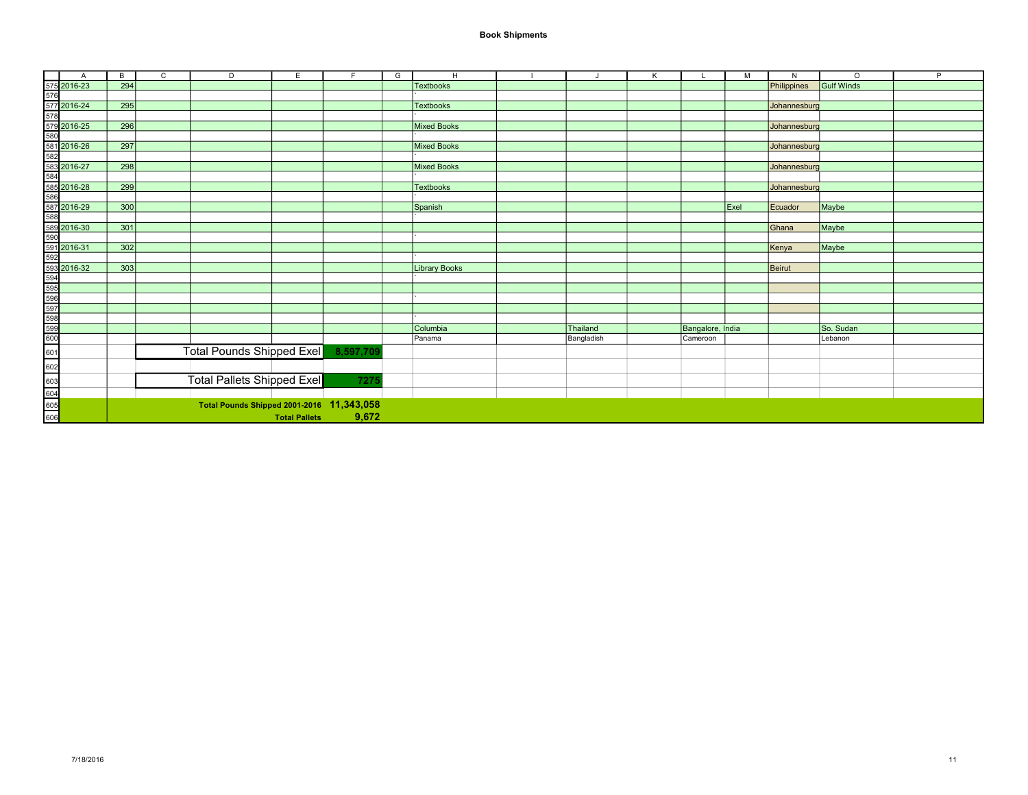# Book Shipments

| | A | B | C | D | E | F | G | H | I | J | K | L | M | N | O | P |
|---|---|---|---|---|---|---|---|---|---|---|---|---|---|---|---|---|
| 575 | 2016-23 | 294 | | | | | | Textbooks | | | | | | Philippines | Gulf Winds | |
| 576 | | | | | | | | ` | | | | | | | | |
| 577 | 2016-24 | 295 | | | | | | Textbooks | | | | | | Johannesburg | | |
| 578 | | | | | | | | ` | | | | | | | | |
| 579 | 2016-25 | 296 | | | | | | Mixed Books | | | | | | Johannesburg | | |
| 580 | | | | | | | | ` | | | | | | | | |
| 581 | 2016-26 | 297 | | | | | | Mixed Books | | | | | | Johannesburg | | |
| 582 | | | | | | | | ` | | | | | | | | |
| 583 | 2016-27 | 298 | | | | | | Mixed Books | | | | | | Johannesburg | | |
| 584 | | | | | | | | ` | | | | | | | | |
| 585 | 2016-28 | 299 | | | | | | Textbooks | | | | | | Johannesburg | | |
| 586 | | | | | | | | ` | | | | | | | | |
| 587 | 2016-29 | 300 | | | | | | Spanish | | | | | Exel | Ecuador | Maybe | |
| 588 | | | | | | | | ` | | | | | | | | |
| 589 | 2016-30 | 301 | | | | | | | | | | | | Ghana | Maybe | |
| 590 | | | | | | | | ` | | | | | | | | |
| 591 | 2016-31 | 302 | | | | | | | | | | | | Kenya | Maybe | |
| 592 | | | | | | | | ` | | | | | | | | |
| 593 | 2016-32 | 303 | | | | | | Library Books | | | | | | Beirut | | |
| 594 | | | | | | | | ` | | | | | | | | |
| 595 | | | | | | | | | | | | | | | | |
| 596 | | | | | | | | ` | | | | | | | | |
| 597 | | | | | | | | | | | | | | | | |
| 598 | | | | | | | | ` | | | | | | | | |
| 599 | | | | | | | | Columbia | | Thailand | | Bangalore, India | | | So. Sudan | |
| 600 | | | | | | | | Panama | | Bangladish | | Cameroon | | | Lebanon | |
| 601 | | | | Total Pounds Shipped Exel | | 8,597,709 | | | | | | | | | | |
| 602 | | | | | | | | | | | | | | | | |
| 603 | | | | Total Pallets Shipped Exel | | 7275 | | | | | | | | | | |
| 604 | | | | | | | | | | | | | | | | |
| 605 | | | | Total Pounds Shipped 2001-2016 | | 11,343,058 | | | | | | | | | | |
| 606 | | | | | Total Pallets | 9,672 | | | | | | | | | | |

7/18/2016